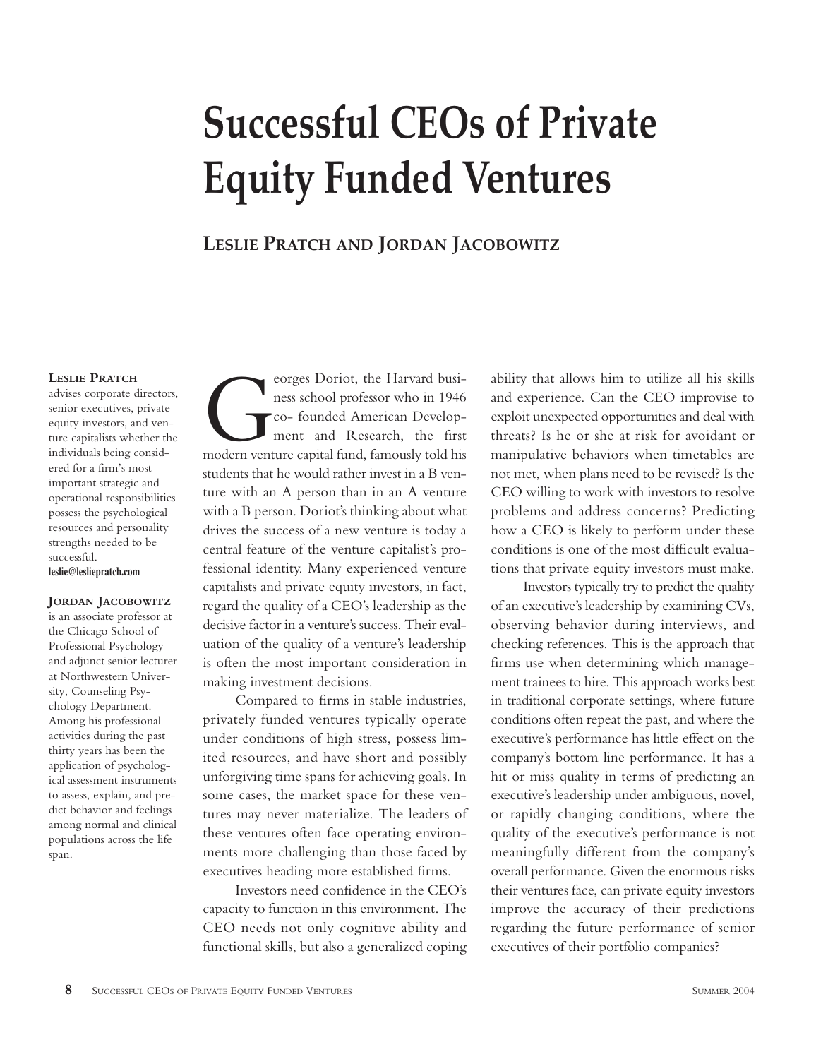# Successful CEOs of Private Equity Funded Ventures

## Leslie Pratch and Jordan Jacobowitz

**Leslie Pratch** advises corporate directors, senior executives, private equity investors, and venture capitalists whether the individuals being considered for a firm's most important strategic and operational responsibilities possess the psychological resources and personality strengths needed to be successful.
**leslie@lesliepratch.com**

**Jordan Jacobowitz** is an associate professor at the Chicago School of Professional Psychology and adjunct senior lecturer at Northwestern University, Counseling Psychology Department. Among his professional activities during the past thirty years has been the application of psychological assessment instruments to assess, explain, and predict behavior and feelings among normal and clinical populations across the life span.

Georges Doriot, the Harvard business school professor who in 1946 co- founded American Development and Research, the first modern venture capital fund, famously told his students that he would rather invest in a B venture with an A person than in an A venture with a B person. Doriot's thinking about what drives the success of a new venture is today a central feature of the venture capitalist's professional identity. Many experienced venture capitalists and private equity investors, in fact, regard the quality of a CEO's leadership as the decisive factor in a venture's success. Their evaluation of the quality of a venture's leadership is often the most important consideration in making investment decisions.

Compared to firms in stable industries, privately funded ventures typically operate under conditions of high stress, possess limited resources, and have short and possibly unforgiving time spans for achieving goals. In some cases, the market space for these ventures may never materialize. The leaders of these ventures often face operating environments more challenging than those faced by executives heading more established firms.

Investors need confidence in the CEO's capacity to function in this environment. The CEO needs not only cognitive ability and functional skills, but also a generalized coping ability that allows him to utilize all his skills and experience. Can the CEO improvise to exploit unexpected opportunities and deal with threats? Is he or she at risk for avoidant or manipulative behaviors when timetables are not met, when plans need to be revised? Is the CEO willing to work with investors to resolve problems and address concerns? Predicting how a CEO is likely to perform under these conditions is one of the most difficult evaluations that private equity investors must make.

Investors typically try to predict the quality of an executive's leadership by examining CVs, observing behavior during interviews, and checking references. This is the approach that firms use when determining which management trainees to hire. This approach works best in traditional corporate settings, where future conditions often repeat the past, and where the executive's performance has little effect on the company's bottom line performance. It has a hit or miss quality in terms of predicting an executive's leadership under ambiguous, novel, or rapidly changing conditions, where the quality of the executive's performance is not meaningfully different from the company's overall performance. Given the enormous risks their ventures face, can private equity investors improve the accuracy of their predictions regarding the future performance of senior executives of their portfolio companies?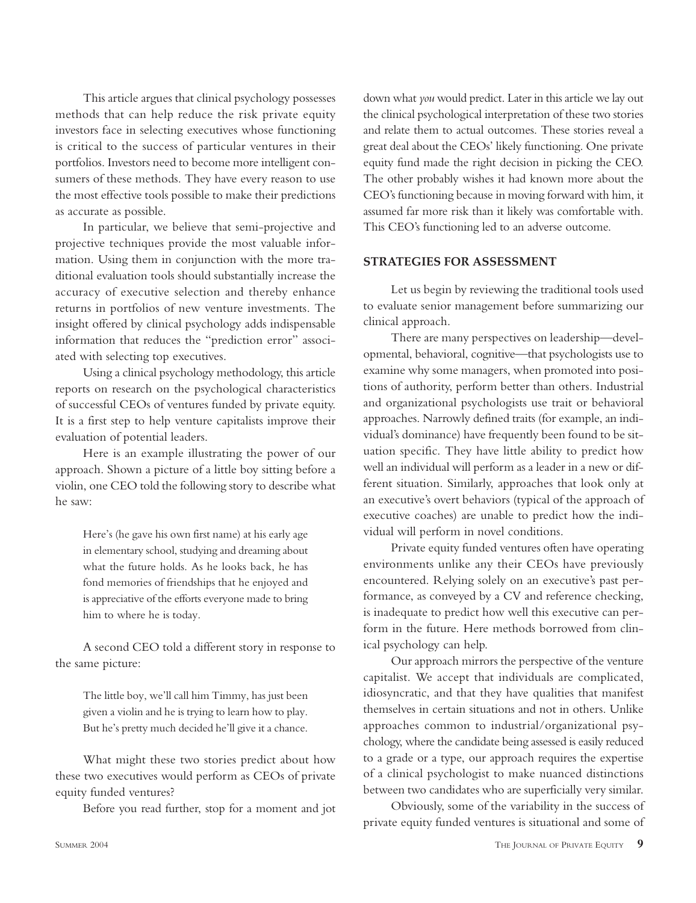This article argues that clinical psychology possesses methods that can help reduce the risk private equity investors face in selecting executives whose functioning is critical to the success of particular ventures in their portfolios. Investors need to become more intelligent consumers of these methods. They have every reason to use the most effective tools possible to make their predictions as accurate as possible.

In particular, we believe that semi-projective and projective techniques provide the most valuable information. Using them in conjunction with the more traditional evaluation tools should substantially increase the accuracy of executive selection and thereby enhance returns in portfolios of new venture investments. The insight offered by clinical psychology adds indispensable information that reduces the "prediction error" associated with selecting top executives.

Using a clinical psychology methodology, this article reports on research on the psychological characteristics of successful CEOs of ventures funded by private equity. It is a first step to help venture capitalists improve their evaluation of potential leaders.

Here is an example illustrating the power of our approach. Shown a picture of a little boy sitting before a violin, one CEO told the following story to describe what he saw:

> Here's (he gave his own first name) at his early age in elementary school, studying and dreaming about what the future holds. As he looks back, he has fond memories of friendships that he enjoyed and is appreciative of the efforts everyone made to bring him to where he is today.

A second CEO told a different story in response to the same picture:

> The little boy, we'll call him Timmy, has just been given a violin and he is trying to learn how to play. But he's pretty much decided he'll give it a chance.

What might these two stories predict about how these two executives would perform as CEOs of private equity funded ventures?

Before you read further, stop for a moment and jot down what *you* would predict. Later in this article we lay out the clinical psychological interpretation of these two stories and relate them to actual outcomes. These stories reveal a great deal about the CEOs' likely functioning. One private equity fund made the right decision in picking the CEO. The other probably wishes it had known more about the CEO's functioning because in moving forward with him, it assumed far more risk than it likely was comfortable with. This CEO's functioning led to an adverse outcome.

## STRATEGIES FOR ASSESSMENT

Let us begin by reviewing the traditional tools used to evaluate senior management before summarizing our clinical approach.

There are many perspectives on leadership—developmental, behavioral, cognitive—that psychologists use to examine why some managers, when promoted into positions of authority, perform better than others. Industrial and organizational psychologists use trait or behavioral approaches. Narrowly defined traits (for example, an individual's dominance) have frequently been found to be situation specific. They have little ability to predict how well an individual will perform as a leader in a new or different situation. Similarly, approaches that look only at an executive's overt behaviors (typical of the approach of executive coaches) are unable to predict how the individual will perform in novel conditions.

Private equity funded ventures often have operating environments unlike any their CEOs have previously encountered. Relying solely on an executive's past performance, as conveyed by a CV and reference checking, is inadequate to predict how well this executive can perform in the future. Here methods borrowed from clinical psychology can help.

Our approach mirrors the perspective of the venture capitalist. We accept that individuals are complicated, idiosyncratic, and that they have qualities that manifest themselves in certain situations and not in others. Unlike approaches common to industrial/organizational psychology, where the candidate being assessed is easily reduced to a grade or a type, our approach requires the expertise of a clinical psychologist to make nuanced distinctions between two candidates who are superficially very similar.

Obviously, some of the variability in the success of private equity funded ventures is situational and some of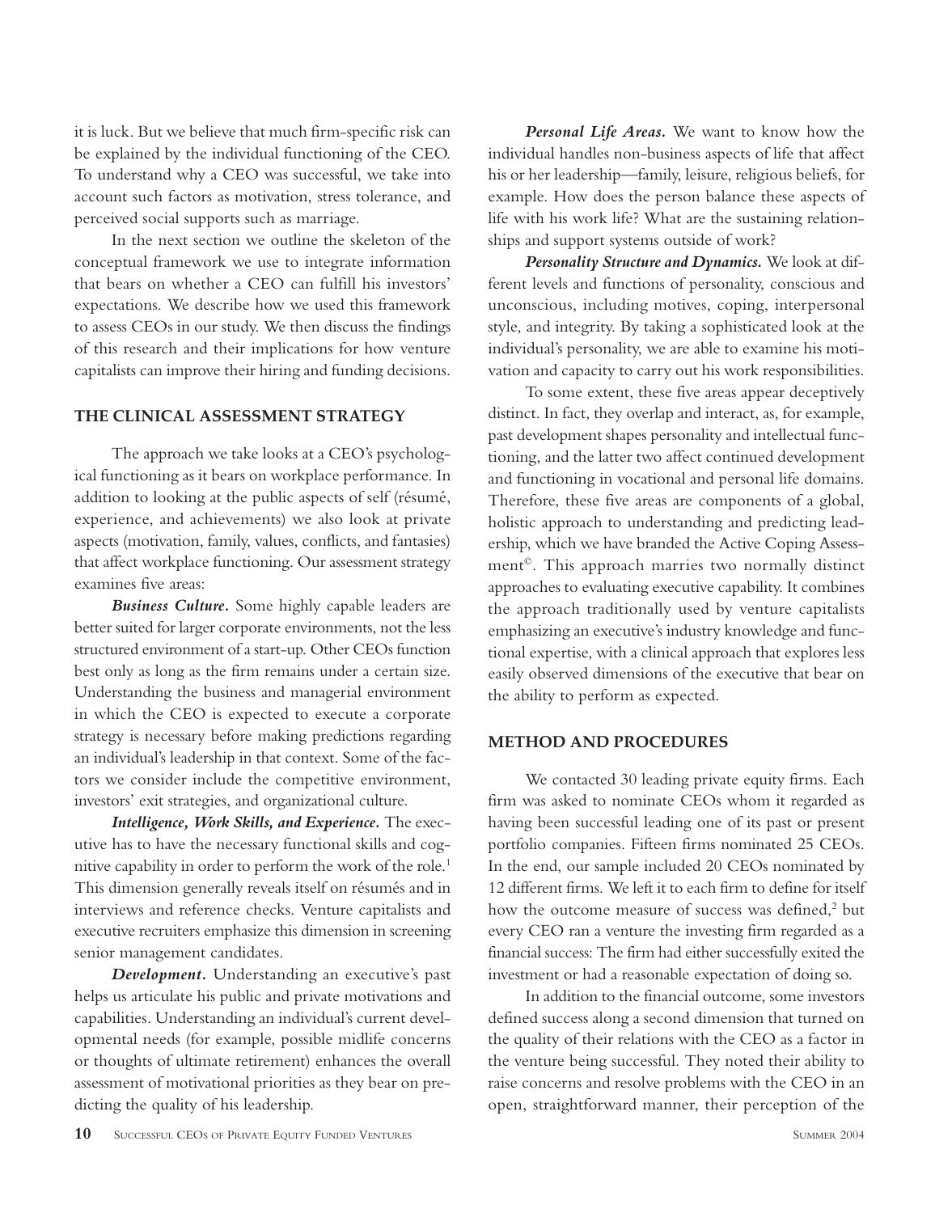it is luck. But we believe that much firm-specific risk can be explained by the individual functioning of the CEO. To understand why a CEO was successful, we take into account such factors as motivation, stress tolerance, and perceived social supports such as marriage.

In the next section we outline the skeleton of the conceptual framework we use to integrate information that bears on whether a CEO can fulfill his investors' expectations. We describe how we used this framework to assess CEOs in our study. We then discuss the findings of this research and their implications for how venture capitalists can improve their hiring and funding decisions.

## THE CLINICAL ASSESSMENT STRATEGY

The approach we take looks at a CEO's psychological functioning as it bears on workplace performance. In addition to looking at the public aspects of self (résumé, experience, and achievements) we also look at private aspects (motivation, family, values, conflicts, and fantasies) that affect workplace functioning. Our assessment strategy examines five areas:

***Business Culture.*** Some highly capable leaders are better suited for larger corporate environments, not the less structured environment of a start-up. Other CEOs function best only as long as the firm remains under a certain size. Understanding the business and managerial environment in which the CEO is expected to execute a corporate strategy is necessary before making predictions regarding an individual's leadership in that context. Some of the factors we consider include the competitive environment, investors' exit strategies, and organizational culture.

***Intelligence, Work Skills, and Experience.*** The executive has to have the necessary functional skills and cognitive capability in order to perform the work of the role.[1] This dimension generally reveals itself on résumés and in interviews and reference checks. Venture capitalists and executive recruiters emphasize this dimension in screening senior management candidates.

***Development.*** Understanding an executive's past helps us articulate his public and private motivations and capabilities. Understanding an individual's current developmental needs (for example, possible midlife concerns or thoughts of ultimate retirement) enhances the overall assessment of motivational priorities as they bear on predicting the quality of his leadership.

***Personal Life Areas.*** We want to know how the individual handles non-business aspects of life that affect his or her leadership—family, leisure, religious beliefs, for example. How does the person balance these aspects of life with his work life? What are the sustaining relationships and support systems outside of work?

***Personality Structure and Dynamics.*** We look at different levels and functions of personality, conscious and unconscious, including motives, coping, interpersonal style, and integrity. By taking a sophisticated look at the individual's personality, we are able to examine his motivation and capacity to carry out his work responsibilities.

To some extent, these five areas appear deceptively distinct. In fact, they overlap and interact, as, for example, past development shapes personality and intellectual functioning, and the latter two affect continued development and functioning in vocational and personal life domains. Therefore, these five areas are components of a global, holistic approach to understanding and predicting leadership, which we have branded the Active Coping Assessment©. This approach marries two normally distinct approaches to evaluating executive capability. It combines the approach traditionally used by venture capitalists emphasizing an executive's industry knowledge and functional expertise, with a clinical approach that explores less easily observed dimensions of the executive that bear on the ability to perform as expected.

## METHOD AND PROCEDURES

We contacted 30 leading private equity firms. Each firm was asked to nominate CEOs whom it regarded as having been successful leading one of its past or present portfolio companies. Fifteen firms nominated 25 CEOs. In the end, our sample included 20 CEOs nominated by 12 different firms. We left it to each firm to define for itself how the outcome measure of success was defined,[2] but every CEO ran a venture the investing firm regarded as a financial success: The firm had either successfully exited the investment or had a reasonable expectation of doing so.

In addition to the financial outcome, some investors defined success along a second dimension that turned on the quality of their relations with the CEO as a factor in the venture being successful. They noted their ability to raise concerns and resolve problems with the CEO in an open, straightforward manner, their perception of the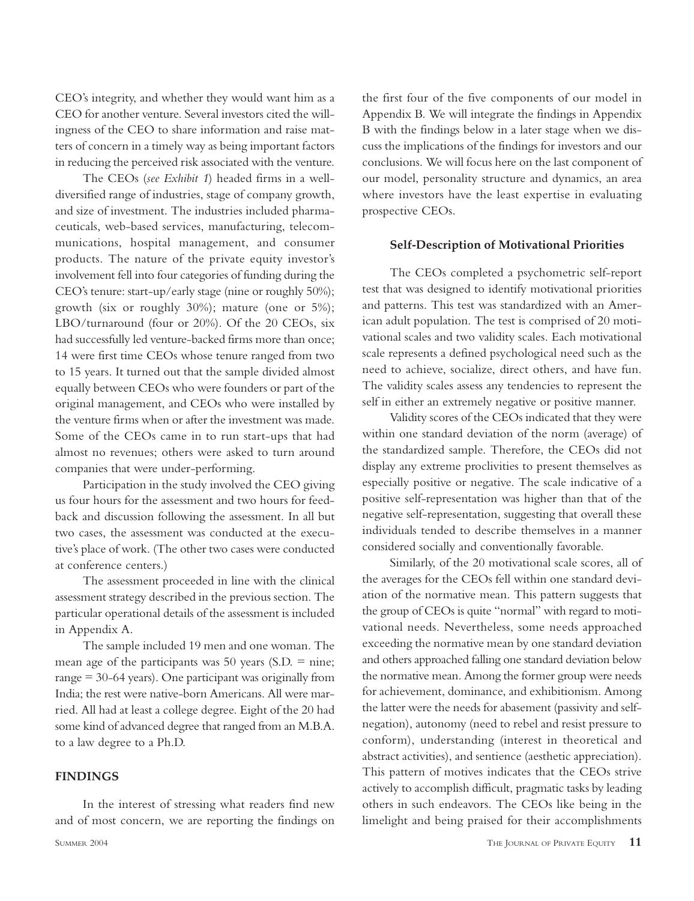CEO's integrity, and whether they would want him as a CEO for another venture. Several investors cited the willingness of the CEO to share information and raise matters of concern in a timely way as being important factors in reducing the perceived risk associated with the venture.

The CEOs (*see Exhibit 1*) headed firms in a well-diversified range of industries, stage of company growth, and size of investment. The industries included pharmaceuticals, web-based services, manufacturing, telecommunications, hospital management, and consumer products. The nature of the private equity investor's involvement fell into four categories of funding during the CEO's tenure: start-up/early stage (nine or roughly 50%); growth (six or roughly 30%); mature (one or 5%); LBO/turnaround (four or 20%). Of the 20 CEOs, six had successfully led venture-backed firms more than once; 14 were first time CEOs whose tenure ranged from two to 15 years. It turned out that the sample divided almost equally between CEOs who were founders or part of the original management, and CEOs who were installed by the venture firms when or after the investment was made. Some of the CEOs came in to run start-ups that had almost no revenues; others were asked to turn around companies that were under-performing.

Participation in the study involved the CEO giving us four hours for the assessment and two hours for feedback and discussion following the assessment. In all but two cases, the assessment was conducted at the executive's place of work. (The other two cases were conducted at conference centers.)

The assessment proceeded in line with the clinical assessment strategy described in the previous section. The particular operational details of the assessment is included in Appendix A.

The sample included 19 men and one woman. The mean age of the participants was 50 years (S.D. = nine; range = 30-64 years). One participant was originally from India; the rest were native-born Americans. All were married. All had at least a college degree. Eight of the 20 had some kind of advanced degree that ranged from an M.B.A. to a law degree to a Ph.D.

## FINDINGS

In the interest of stressing what readers find new and of most concern, we are reporting the findings on the first four of the five components of our model in Appendix B. We will integrate the findings in Appendix B with the findings below in a later stage when we discuss the implications of the findings for investors and our conclusions. We will focus here on the last component of our model, personality structure and dynamics, an area where investors have the least expertise in evaluating prospective CEOs.

### Self-Description of Motivational Priorities

The CEOs completed a psychometric self-report test that was designed to identify motivational priorities and patterns. This test was standardized with an American adult population. The test is comprised of 20 motivational scales and two validity scales. Each motivational scale represents a defined psychological need such as the need to achieve, socialize, direct others, and have fun. The validity scales assess any tendencies to represent the self in either an extremely negative or positive manner.

Validity scores of the CEOs indicated that they were within one standard deviation of the norm (average) of the standardized sample. Therefore, the CEOs did not display any extreme proclivities to present themselves as especially positive or negative. The scale indicative of a positive self-representation was higher than that of the negative self-representation, suggesting that overall these individuals tended to describe themselves in a manner considered socially and conventionally favorable.

Similarly, of the 20 motivational scale scores, all of the averages for the CEOs fell within one standard deviation of the normative mean. This pattern suggests that the group of CEOs is quite "normal" with regard to motivational needs. Nevertheless, some needs approached exceeding the normative mean by one standard deviation and others approached falling one standard deviation below the normative mean. Among the former group were needs for achievement, dominance, and exhibitionism. Among the latter were the needs for abasement (passivity and self-negation), autonomy (need to rebel and resist pressure to conform), understanding (interest in theoretical and abstract activities), and sentience (aesthetic appreciation). This pattern of motives indicates that the CEOs strive actively to accomplish difficult, pragmatic tasks by leading others in such endeavors. The CEOs like being in the limelight and being praised for their accomplishments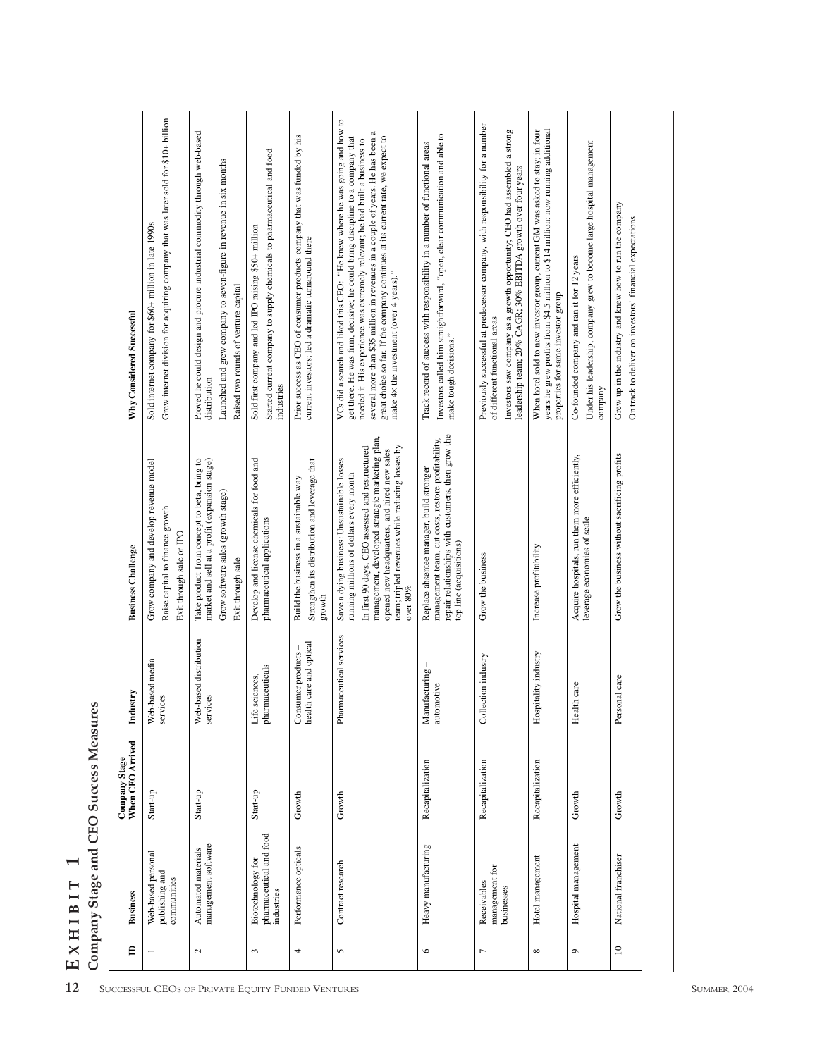# Exhibit 1

## Company Stage and CEO Success Measures

| ID | Business | Company Stage When CEO Arrived | Industry | Business Challenge | Why Considered Successful |
|---|---|---|---|---|---|
| 1 | Web-based personal publishing and communities | Start-up | Web-based media services | Grow company and develop revenue model<br>Raise capital to finance growth<br>Exit through sale or IPO | Sold internet company for $60+ million in late 1990s<br>Grew internet division for acquiring company that was later sold for $10+ billion |
| 2 | Automated materials management software | Start-up | Web-based distribution services | Take product from concept to beta, bring to market and sell at a profit (expansion stage)<br>Grow software sales (growth stage)<br>Exit through sale | Proved he could design and procure industrial commodity through web-based distribution<br>Launched and grew company to seven-figure in revenue in six months<br>Raised two rounds of venture capital |
| 3 | Biotechnology for pharmaceutical and food industries | Start-up | Life sciences, pharmaceuticals | Develop and license chemicals for food and pharmaceutical applications | Sold first company and led IPO raising $50+ million<br>Started current company to supply chemicals to pharmaceutical and food industries |
| 4 | Performance opticals | Growth | Consumer products – health care and optical | Build the business in a sustainable way<br>Strengthen its distribution and leverage that growth | Prior success as CEO of consumer products company that was funded by his current investors; led a dramatic turnaround there |
| 5 | Contract research | Growth | Pharmaceutical services | Save a dying business: Unsustainable losses running millions of dollars every month<br>In first 90 days, CEO assessed and restructured management, developed strategic marketing plan, opened new headquarters, and hired new sales team; tripled revenues while reducing losses by over 80% | VCs did a search and liked this CEO: "He knew where he was going and how to get there. He was firm, decisive; he could bring discipline to a company that needed it. His experience was extremely relevant; he had built a business to several more than $35 million in revenues in a couple of years. He has been a great choice so far. If the company continues at its current rate, we expect to make 4× the investment (over 4 years)." |
| 6 | Heavy manufacturing | Recapitalization | Manufacturing – automotive | Replace absentee manager, build stronger management team, cut costs, restore profitability, repair relationships with customers, then grow the top line (acquisitions) | Track record of success with responsibility in a number of functional areas<br>Investors called him straightforward, "open, clear communication and able to make tough decisions." |
| 7 | Receivables management for businesses | Recapitalization | Collection industry | Grow the business | Previously successful at predecessor company, with responsibility for a number of different functional areas<br>Investors saw company as a growth opportunity; CEO had assembled a strong leadership team; 20% CAGR; 30% EBITDA growth over four years |
| 8 | Hotel management | Recapitalization | Hospitality industry | Increase profitability | When hotel sold to new investor group, current GM was asked to stay; in four years he grew profits from $4.5 million to $14 million; now running additional properties for same investor group |
| 9 | Hospital management | Growth | Health care | Acquire hospitals, run them more efficiently, leverage economies of scale | Co-founded company and ran it for 12 years<br>Under his leadership, company grew to become large hospital management company |
| 10 | National franchiser | Growth | Personal care | Grow the business without sacrificing profits | Grew up in the industry and knew how to run the company<br>On track to deliver on investors' financial expectations |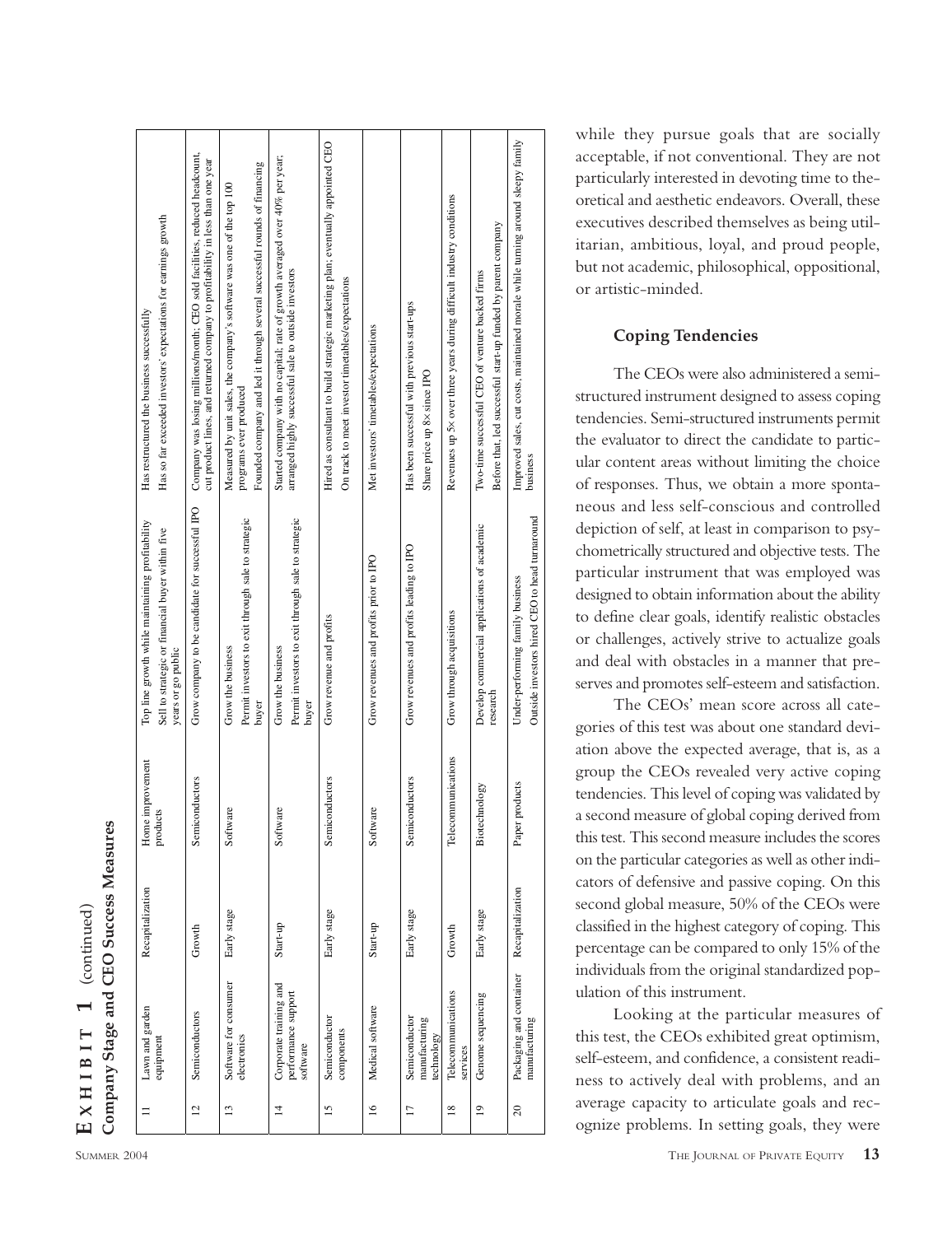**EXHIBIT 1** (continued)
**Company Stage and CEO Success Measures**

| | | | | | |
|---|---|---|---|---|---|
| 11 | Lawn and garden equipment | Recapitalization | Home improvement products | Top line growth while maintaining profitability<br>Sell to strategic or financial buyer within five years or go public | Has restructured the business successfully<br>Has so far exceeded investors' expectations for earnings growth |
| 12 | Semiconductors | Growth | Semiconductors | Grow company to be candidate for successful IPO | Company was losing millions/month; CEO sold facilities, reduced headcount, cut product lines, and returned company to profitability in less than one year |
| 13 | Software for consumer electronics | Early stage | Software | Grow the business<br>Permit investors to exit through sale to strategic buyer | Measured by unit sales, the company's software was one of the top 100 programs ever produced<br>Founded company and led it through several successful rounds of financing |
| 14 | Corporate training and performance support software | Start-up | Software | Grow the business<br>Permit investors to exit through sale to strategic buyer | Started company with no capital; rate of growth averaged over 40% per year; arranged highly successful sale to outside investors |
| 15 | Semiconductor components | Early stage | Semiconductors | Grow revenue and profits | Hired as consultant to build strategic marketing plan; eventually appointed CEO<br>On track to meet investor timetables/expectations |
| 16 | Medical software | Start-up | Software | Grow revenues and profits prior to IPO | Met investors' timetables/expectations |
| 17 | Semiconductor manufacturing technology | Early stage | Semiconductors | Grow revenues and profits leading to IPO | Has been successful with previous start-ups<br>Share price up 8x since IPO |
| 18 | Telecommunications services | Growth | Telecommunications | Grow through acquisitions | Revenues up 5x over three years during difficult industry conditions |
| 19 | Genome sequencing | Early stage | Biotechnology | Develop commercial applications of academic research | Two-time successful CEO of venture backed firms<br>Before that, led successful start-up funded by parent company |
| 20 | Packaging and container manufacturing | Recapitalization | Paper products | Under-performing family business<br>Outside investors hired CEO to head turnaround | Improved sales, cut costs, maintained morale while turning around sleepy family business |

while they pursue goals that are socially acceptable, if not conventional. They are not particularly interested in devoting time to theoretical and aesthetic endeavors. Overall, these executives described themselves as being utilitarian, ambitious, loyal, and proud people, but not academic, philosophical, oppositional, or artistic-minded.

### Coping Tendencies

The CEOs were also administered a semi-structured instrument designed to assess coping tendencies. Semi-structured instruments permit the evaluator to direct the candidate to particular content areas without limiting the choice of responses. Thus, we obtain a more spontaneous and less self-conscious and controlled depiction of self, at least in comparison to psychometrically structured and objective tests. The particular instrument that was employed was designed to obtain information about the ability to define clear goals, identify realistic obstacles or challenges, actively strive to actualize goals and deal with obstacles in a manner that preserves and promotes self-esteem and satisfaction.

The CEOs' mean score across all categories of this test was about one standard deviation above the expected average, that is, as a group the CEOs revealed very active coping tendencies. This level of coping was validated by a second measure of global coping derived from this test. This second measure includes the scores on the particular categories as well as other indicators of defensive and passive coping. On this second global measure, 50% of the CEOs were classified in the highest category of coping. This percentage can be compared to only 15% of the individuals from the original standardized population of this instrument.

Looking at the particular measures of this test, the CEOs exhibited great optimism, self-esteem, and confidence, a consistent readiness to actively deal with problems, and an average capacity to articulate goals and recognize problems. In setting goals, they were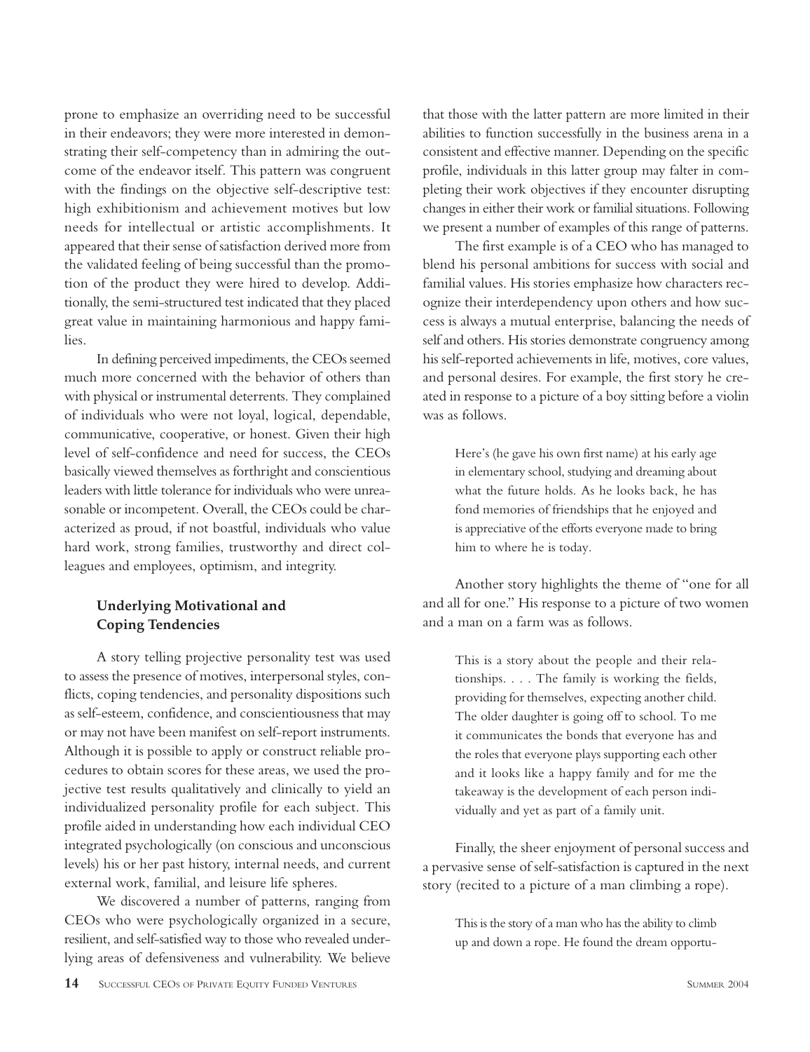prone to emphasize an overriding need to be successful in their endeavors; they were more interested in demonstrating their self-competency than in admiring the outcome of the endeavor itself. This pattern was congruent with the findings on the objective self-descriptive test: high exhibitionism and achievement motives but low needs for intellectual or artistic accomplishments. It appeared that their sense of satisfaction derived more from the validated feeling of being successful than the promotion of the product they were hired to develop. Additionally, the semi-structured test indicated that they placed great value in maintaining harmonious and happy families.

In defining perceived impediments, the CEOs seemed much more concerned with the behavior of others than with physical or instrumental deterrents. They complained of individuals who were not loyal, logical, dependable, communicative, cooperative, or honest. Given their high level of self-confidence and need for success, the CEOs basically viewed themselves as forthright and conscientious leaders with little tolerance for individuals who were unreasonable or incompetent. Overall, the CEOs could be characterized as proud, if not boastful, individuals who value hard work, strong families, trustworthy and direct colleagues and employees, optimism, and integrity.

### Underlying Motivational and Coping Tendencies

A story telling projective personality test was used to assess the presence of motives, interpersonal styles, conflicts, coping tendencies, and personality dispositions such as self-esteem, confidence, and conscientiousness that may or may not have been manifest on self-report instruments. Although it is possible to apply or construct reliable procedures to obtain scores for these areas, we used the projective test results qualitatively and clinically to yield an individualized personality profile for each subject. This profile aided in understanding how each individual CEO integrated psychologically (on conscious and unconscious levels) his or her past history, internal needs, and current external work, familial, and leisure life spheres.

We discovered a number of patterns, ranging from CEOs who were psychologically organized in a secure, resilient, and self-satisfied way to those who revealed underlying areas of defensiveness and vulnerability. We believe that those with the latter pattern are more limited in their abilities to function successfully in the business arena in a consistent and effective manner. Depending on the specific profile, individuals in this latter group may falter in completing their work objectives if they encounter disrupting changes in either their work or familial situations. Following we present a number of examples of this range of patterns.

The first example is of a CEO who has managed to blend his personal ambitions for success with social and familial values. His stories emphasize how characters recognize their interdependency upon others and how success is always a mutual enterprise, balancing the needs of self and others. His stories demonstrate congruency among his self-reported achievements in life, motives, core values, and personal desires. For example, the first story he created in response to a picture of a boy sitting before a violin was as follows.

> Here's (he gave his own first name) at his early age in elementary school, studying and dreaming about what the future holds. As he looks back, he has fond memories of friendships that he enjoyed and is appreciative of the efforts everyone made to bring him to where he is today.

Another story highlights the theme of "one for all and all for one." His response to a picture of two women and a man on a farm was as follows.

> This is a story about the people and their relationships. . . . The family is working the fields, providing for themselves, expecting another child. The older daughter is going off to school. To me it communicates the bonds that everyone has and the roles that everyone plays supporting each other and it looks like a happy family and for me the takeaway is the development of each person individually and yet as part of a family unit.

Finally, the sheer enjoyment of personal success and a pervasive sense of self-satisfaction is captured in the next story (recited to a picture of a man climbing a rope).

> This is the story of a man who has the ability to climb up and down a rope. He found the dream opportu-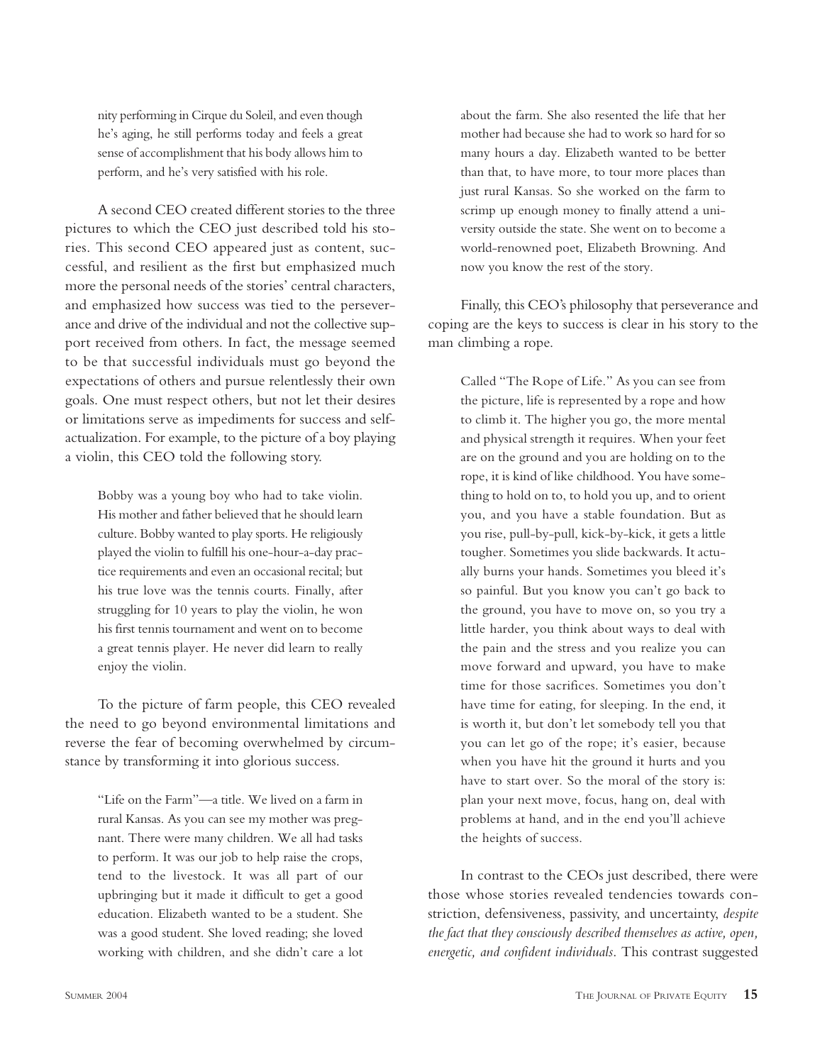nity performing in Cirque du Soleil, and even though he's aging, he still performs today and feels a great sense of accomplishment that his body allows him to perform, and he's very satisfied with his role.

A second CEO created different stories to the three pictures to which the CEO just described told his stories. This second CEO appeared just as content, successful, and resilient as the first but emphasized much more the personal needs of the stories' central characters, and emphasized how success was tied to the perseverance and drive of the individual and not the collective support received from others. In fact, the message seemed to be that successful individuals must go beyond the expectations of others and pursue relentlessly their own goals. One must respect others, but not let their desires or limitations serve as impediments for success and self-actualization. For example, to the picture of a boy playing a violin, this CEO told the following story.

> Bobby was a young boy who had to take violin. His mother and father believed that he should learn culture. Bobby wanted to play sports. He religiously played the violin to fulfill his one-hour-a-day practice requirements and even an occasional recital; but his true love was the tennis courts. Finally, after struggling for 10 years to play the violin, he won his first tennis tournament and went on to become a great tennis player. He never did learn to really enjoy the violin.

To the picture of farm people, this CEO revealed the need to go beyond environmental limitations and reverse the fear of becoming overwhelmed by circumstance by transforming it into glorious success.

> "Life on the Farm"—a title. We lived on a farm in rural Kansas. As you can see my mother was pregnant. There were many children. We all had tasks to perform. It was our job to help raise the crops, tend to the livestock. It was all part of our upbringing but it made it difficult to get a good education. Elizabeth wanted to be a student. She was a good student. She loved reading; she loved working with children, and she didn't care a lot about the farm. She also resented the life that her mother had because she had to work so hard for so many hours a day. Elizabeth wanted to be better than that, to have more, to tour more places than just rural Kansas. So she worked on the farm to scrimp up enough money to finally attend a university outside the state. She went on to become a world-renowned poet, Elizabeth Browning. And now you know the rest of the story.

Finally, this CEO's philosophy that perseverance and coping are the keys to success is clear in his story to the man climbing a rope.

> Called "The Rope of Life." As you can see from the picture, life is represented by a rope and how to climb it. The higher you go, the more mental and physical strength it requires. When your feet are on the ground and you are holding on to the rope, it is kind of like childhood. You have something to hold on to, to hold you up, and to orient you, and you have a stable foundation. But as you rise, pull-by-pull, kick-by-kick, it gets a little tougher. Sometimes you slide backwards. It actually burns your hands. Sometimes you bleed it's so painful. But you know you can't go back to the ground, you have to move on, so you try a little harder, you think about ways to deal with the pain and the stress and you realize you can move forward and upward, you have to make time for those sacrifices. Sometimes you don't have time for eating, for sleeping. In the end, it is worth it, but don't let somebody tell you that you can let go of the rope; it's easier, because when you have hit the ground it hurts and you have to start over. So the moral of the story is: plan your next move, focus, hang on, deal with problems at hand, and in the end you'll achieve the heights of success.

In contrast to the CEOs just described, there were those whose stories revealed tendencies towards constriction, defensiveness, passivity, and uncertainty, *despite the fact that they consciously described themselves as active, open, energetic, and confident individuals.* This contrast suggested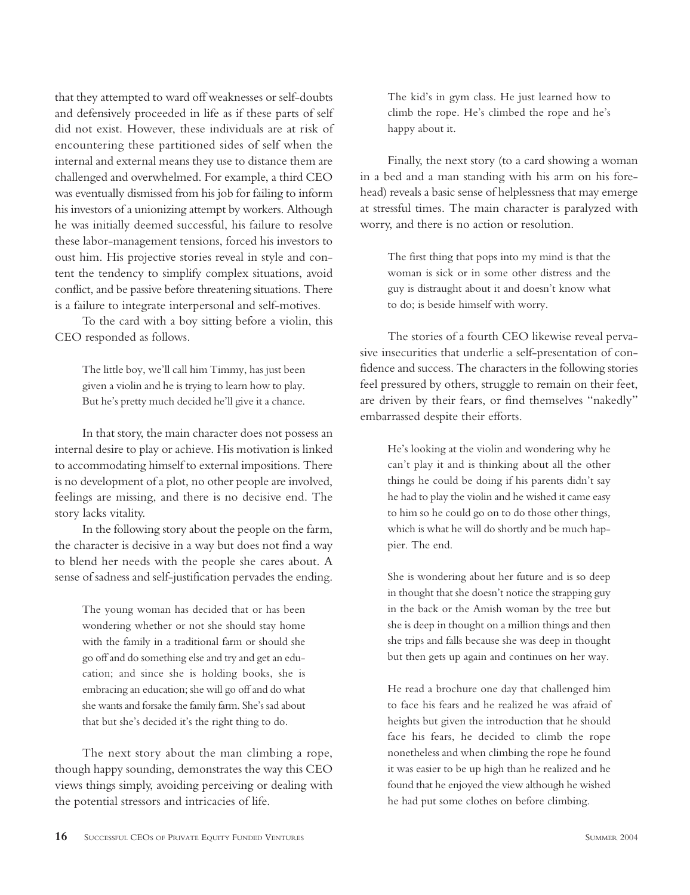that they attempted to ward off weaknesses or self-doubts and defensively proceeded in life as if these parts of self did not exist. However, these individuals are at risk of encountering these partitioned sides of self when the internal and external means they use to distance them are challenged and overwhelmed. For example, a third CEO was eventually dismissed from his job for failing to inform his investors of a unionizing attempt by workers. Although he was initially deemed successful, his failure to resolve these labor-management tensions, forced his investors to oust him. His projective stories reveal in style and content the tendency to simplify complex situations, avoid conflict, and be passive before threatening situations. There is a failure to integrate interpersonal and self-motives.

To the card with a boy sitting before a violin, this CEO responded as follows.

> The little boy, we'll call him Timmy, has just been given a violin and he is trying to learn how to play. But he's pretty much decided he'll give it a chance.

In that story, the main character does not possess an internal desire to play or achieve. His motivation is linked to accommodating himself to external impositions. There is no development of a plot, no other people are involved, feelings are missing, and there is no decisive end. The story lacks vitality.

In the following story about the people on the farm, the character is decisive in a way but does not find a way to blend her needs with the people she cares about. A sense of sadness and self-justification pervades the ending.

> The young woman has decided that or has been wondering whether or not she should stay home with the family in a traditional farm or should she go off and do something else and try and get an education; and since she is holding books, she is embracing an education; she will go off and do what she wants and forsake the family farm. She's sad about that but she's decided it's the right thing to do.

The next story about the man climbing a rope, though happy sounding, demonstrates the way this CEO views things simply, avoiding perceiving or dealing with the potential stressors and intricacies of life.

> The kid's in gym class. He just learned how to climb the rope. He's climbed the rope and he's happy about it.

Finally, the next story (to a card showing a woman in a bed and a man standing with his arm on his forehead) reveals a basic sense of helplessness that may emerge at stressful times. The main character is paralyzed with worry, and there is no action or resolution.

> The first thing that pops into my mind is that the woman is sick or in some other distress and the guy is distraught about it and doesn't know what to do; is beside himself with worry.

The stories of a fourth CEO likewise reveal pervasive insecurities that underlie a self-presentation of confidence and success. The characters in the following stories feel pressured by others, struggle to remain on their feet, are driven by their fears, or find themselves "nakedly" embarrassed despite their efforts.

> He's looking at the violin and wondering why he can't play it and is thinking about all the other things he could be doing if his parents didn't say he had to play the violin and he wished it came easy to him so he could go on to do those other things, which is what he will do shortly and be much happier. The end.

> She is wondering about her future and is so deep in thought that she doesn't notice the strapping guy in the back or the Amish woman by the tree but she is deep in thought on a million things and then she trips and falls because she was deep in thought but then gets up again and continues on her way.

> He read a brochure one day that challenged him to face his fears and he realized he was afraid of heights but given the introduction that he should face his fears, he decided to climb the rope nonetheless and when climbing the rope he found it was easier to be up high than he realized and he found that he enjoyed the view although he wished he had put some clothes on before climbing.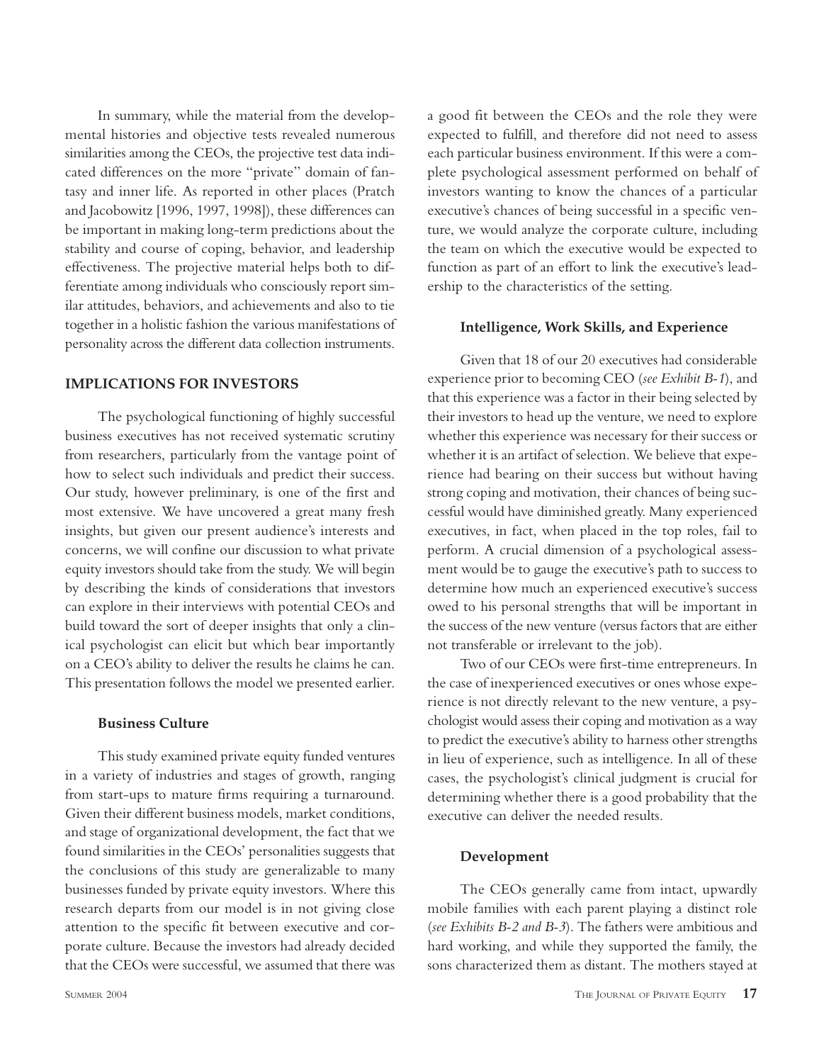In summary, while the material from the developmental histories and objective tests revealed numerous similarities among the CEOs, the projective test data indicated differences on the more "private" domain of fantasy and inner life. As reported in other places (Pratch and Jacobowitz [1996, 1997, 1998]), these differences can be important in making long-term predictions about the stability and course of coping, behavior, and leadership effectiveness. The projective material helps both to differentiate among individuals who consciously report similar attitudes, behaviors, and achievements and also to tie together in a holistic fashion the various manifestations of personality across the different data collection instruments.

## IMPLICATIONS FOR INVESTORS

The psychological functioning of highly successful business executives has not received systematic scrutiny from researchers, particularly from the vantage point of how to select such individuals and predict their success. Our study, however preliminary, is one of the first and most extensive. We have uncovered a great many fresh insights, but given our present audience's interests and concerns, we will confine our discussion to what private equity investors should take from the study. We will begin by describing the kinds of considerations that investors can explore in their interviews with potential CEOs and build toward the sort of deeper insights that only a clinical psychologist can elicit but which bear importantly on a CEO's ability to deliver the results he claims he can. This presentation follows the model we presented earlier.

### Business Culture

This study examined private equity funded ventures in a variety of industries and stages of growth, ranging from start-ups to mature firms requiring a turnaround. Given their different business models, market conditions, and stage of organizational development, the fact that we found similarities in the CEOs' personalities suggests that the conclusions of this study are generalizable to many businesses funded by private equity investors. Where this research departs from our model is in not giving close attention to the specific fit between executive and corporate culture. Because the investors had already decided that the CEOs were successful, we assumed that there was a good fit between the CEOs and the role they were expected to fulfill, and therefore did not need to assess each particular business environment. If this were a complete psychological assessment performed on behalf of investors wanting to know the chances of a particular executive's chances of being successful in a specific venture, we would analyze the corporate culture, including the team on which the executive would be expected to function as part of an effort to link the executive's leadership to the characteristics of the setting.

### Intelligence, Work Skills, and Experience

Given that 18 of our 20 executives had considerable experience prior to becoming CEO (*see Exhibit B-1*), and that this experience was a factor in their being selected by their investors to head up the venture, we need to explore whether this experience was necessary for their success or whether it is an artifact of selection. We believe that experience had bearing on their success but without having strong coping and motivation, their chances of being successful would have diminished greatly. Many experienced executives, in fact, when placed in the top roles, fail to perform. A crucial dimension of a psychological assessment would be to gauge the executive's path to success to determine how much an experienced executive's success owed to his personal strengths that will be important in the success of the new venture (versus factors that are either not transferable or irrelevant to the job).

Two of our CEOs were first-time entrepreneurs. In the case of inexperienced executives or ones whose experience is not directly relevant to the new venture, a psychologist would assess their coping and motivation as a way to predict the executive's ability to harness other strengths in lieu of experience, such as intelligence. In all of these cases, the psychologist's clinical judgment is crucial for determining whether there is a good probability that the executive can deliver the needed results.

### Development

The CEOs generally came from intact, upwardly mobile families with each parent playing a distinct role (*see Exhibits B-2 and B-3*). The fathers were ambitious and hard working, and while they supported the family, the sons characterized them as distant. The mothers stayed at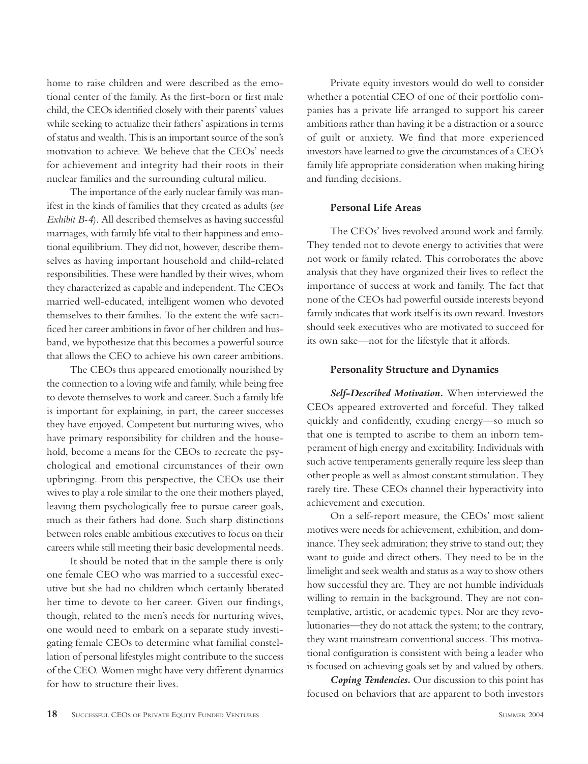home to raise children and were described as the emotional center of the family. As the first-born or first male child, the CEOs identified closely with their parents' values while seeking to actualize their fathers' aspirations in terms of status and wealth. This is an important source of the son's motivation to achieve. We believe that the CEOs' needs for achievement and integrity had their roots in their nuclear families and the surrounding cultural milieu.

The importance of the early nuclear family was manifest in the kinds of families that they created as adults (*see Exhibit B-4*). All described themselves as having successful marriages, with family life vital to their happiness and emotional equilibrium. They did not, however, describe themselves as having important household and child-related responsibilities. These were handled by their wives, whom they characterized as capable and independent. The CEOs married well-educated, intelligent women who devoted themselves to their families. To the extent the wife sacrificed her career ambitions in favor of her children and husband, we hypothesize that this becomes a powerful source that allows the CEO to achieve his own career ambitions.

The CEOs thus appeared emotionally nourished by the connection to a loving wife and family, while being free to devote themselves to work and career. Such a family life is important for explaining, in part, the career successes they have enjoyed. Competent but nurturing wives, who have primary responsibility for children and the household, become a means for the CEOs to recreate the psychological and emotional circumstances of their own upbringing. From this perspective, the CEOs use their wives to play a role similar to the one their mothers played, leaving them psychologically free to pursue career goals, much as their fathers had done. Such sharp distinctions between roles enable ambitious executives to focus on their careers while still meeting their basic developmental needs.

It should be noted that in the sample there is only one female CEO who was married to a successful executive but she had no children which certainly liberated her time to devote to her career. Given our findings, though, related to the men's needs for nurturing wives, one would need to embark on a separate study investigating female CEOs to determine what familial constellation of personal lifestyles might contribute to the success of the CEO. Women might have very different dynamics for how to structure their lives.

Private equity investors would do well to consider whether a potential CEO of one of their portfolio companies has a private life arranged to support his career ambitions rather than having it be a distraction or a source of guilt or anxiety. We find that more experienced investors have learned to give the circumstances of a CEO's family life appropriate consideration when making hiring and funding decisions.

### Personal Life Areas

The CEOs' lives revolved around work and family. They tended not to devote energy to activities that were not work or family related. This corroborates the above analysis that they have organized their lives to reflect the importance of success at work and family. The fact that none of the CEOs had powerful outside interests beyond family indicates that work itself is its own reward. Investors should seek executives who are motivated to succeed for its own sake—not for the lifestyle that it affords.

### Personality Structure and Dynamics

***Self-Described Motivation.*** When interviewed the CEOs appeared extroverted and forceful. They talked quickly and confidently, exuding energy—so much so that one is tempted to ascribe to them an inborn temperament of high energy and excitability. Individuals with such active temperaments generally require less sleep than other people as well as almost constant stimulation. They rarely tire. These CEOs channel their hyperactivity into achievement and execution.

On a self-report measure, the CEOs' most salient motives were needs for achievement, exhibition, and dominance. They seek admiration; they strive to stand out; they want to guide and direct others. They need to be in the limelight and seek wealth and status as a way to show others how successful they are. They are not humble individuals willing to remain in the background. They are not contemplative, artistic, or academic types. Nor are they revolutionaries—they do not attack the system; to the contrary, they want mainstream conventional success. This motivational configuration is consistent with being a leader who is focused on achieving goals set by and valued by others.

***Coping Tendencies.*** Our discussion to this point has focused on behaviors that are apparent to both investors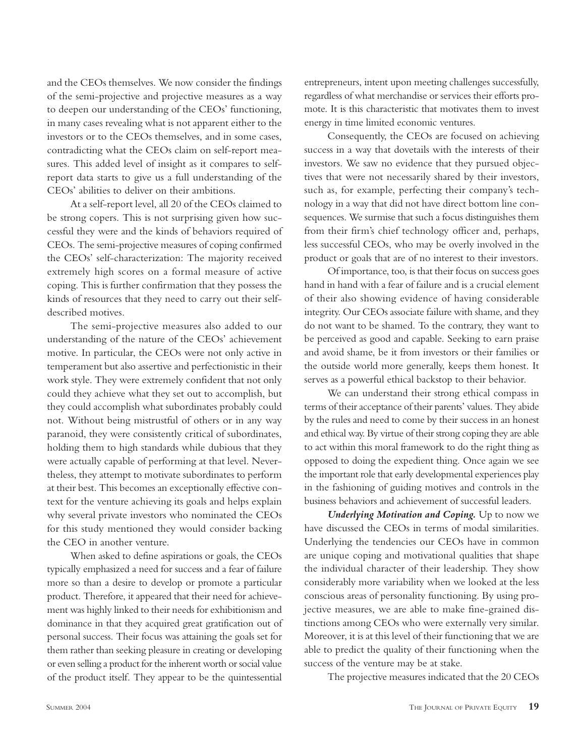and the CEOs themselves. We now consider the findings of the semi-projective and projective measures as a way to deepen our understanding of the CEOs' functioning, in many cases revealing what is not apparent either to the investors or to the CEOs themselves, and in some cases, contradicting what the CEOs claim on self-report measures. This added level of insight as it compares to self-report data starts to give us a full understanding of the CEOs' abilities to deliver on their ambitions.

At a self-report level, all 20 of the CEOs claimed to be strong copers. This is not surprising given how successful they were and the kinds of behaviors required of CEOs. The semi-projective measures of coping confirmed the CEOs' self-characterization: The majority received extremely high scores on a formal measure of active coping. This is further confirmation that they possess the kinds of resources that they need to carry out their self-described motives.

The semi-projective measures also added to our understanding of the nature of the CEOs' achievement motive. In particular, the CEOs were not only active in temperament but also assertive and perfectionistic in their work style. They were extremely confident that not only could they achieve what they set out to accomplish, but they could accomplish what subordinates probably could not. Without being mistrustful of others or in any way paranoid, they were consistently critical of subordinates, holding them to high standards while dubious that they were actually capable of performing at that level. Nevertheless, they attempt to motivate subordinates to perform at their best. This becomes an exceptionally effective context for the venture achieving its goals and helps explain why several private investors who nominated the CEOs for this study mentioned they would consider backing the CEO in another venture.

When asked to define aspirations or goals, the CEOs typically emphasized a need for success and a fear of failure more so than a desire to develop or promote a particular product. Therefore, it appeared that their need for achievement was highly linked to their needs for exhibitionism and dominance in that they acquired great gratification out of personal success. Their focus was attaining the goals set for them rather than seeking pleasure in creating or developing or even selling a product for the inherent worth or social value of the product itself. They appear to be the quintessential entrepreneurs, intent upon meeting challenges successfully, regardless of what merchandise or services their efforts promote. It is this characteristic that motivates them to invest energy in time limited economic ventures.

Consequently, the CEOs are focused on achieving success in a way that dovetails with the interests of their investors. We saw no evidence that they pursued objectives that were not necessarily shared by their investors, such as, for example, perfecting their company's technology in a way that did not have direct bottom line consequences. We surmise that such a focus distinguishes them from their firm's chief technology officer and, perhaps, less successful CEOs, who may be overly involved in the product or goals that are of no interest to their investors.

Of importance, too, is that their focus on success goes hand in hand with a fear of failure and is a crucial element of their also showing evidence of having considerable integrity. Our CEOs associate failure with shame, and they do not want to be shamed. To the contrary, they want to be perceived as good and capable. Seeking to earn praise and avoid shame, be it from investors or their families or the outside world more generally, keeps them honest. It serves as a powerful ethical backstop to their behavior.

We can understand their strong ethical compass in terms of their acceptance of their parents' values. They abide by the rules and need to come by their success in an honest and ethical way. By virtue of their strong coping they are able to act within this moral framework to do the right thing as opposed to doing the expedient thing. Once again we see the important role that early developmental experiences play in the fashioning of guiding motives and controls in the business behaviors and achievement of successful leaders.

***Underlying Motivation and Coping.*** Up to now we have discussed the CEOs in terms of modal similarities. Underlying the tendencies our CEOs have in common are unique coping and motivational qualities that shape the individual character of their leadership. They show considerably more variability when we looked at the less conscious areas of personality functioning. By using projective measures, we are able to make fine-grained distinctions among CEOs who were externally very similar. Moreover, it is at this level of their functioning that we are able to predict the quality of their functioning when the success of the venture may be at stake.

The projective measures indicated that the 20 CEOs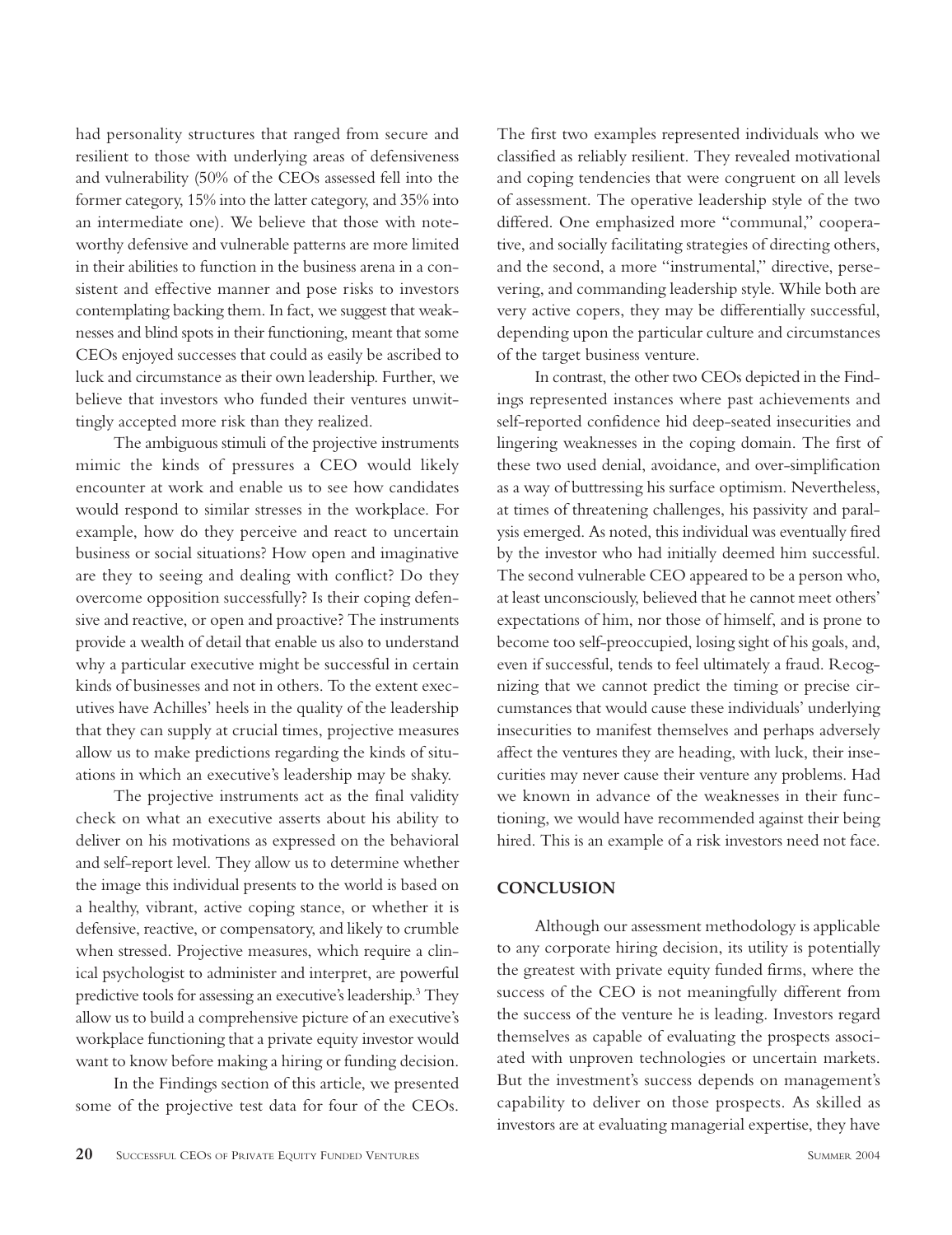had personality structures that ranged from secure and resilient to those with underlying areas of defensiveness and vulnerability (50% of the CEOs assessed fell into the former category, 15% into the latter category, and 35% into an intermediate one). We believe that those with noteworthy defensive and vulnerable patterns are more limited in their abilities to function in the business arena in a consistent and effective manner and pose risks to investors contemplating backing them. In fact, we suggest that weaknesses and blind spots in their functioning, meant that some CEOs enjoyed successes that could as easily be ascribed to luck and circumstance as their own leadership. Further, we believe that investors who funded their ventures unwittingly accepted more risk than they realized.

The ambiguous stimuli of the projective instruments mimic the kinds of pressures a CEO would likely encounter at work and enable us to see how candidates would respond to similar stresses in the workplace. For example, how do they perceive and react to uncertain business or social situations? How open and imaginative are they to seeing and dealing with conflict? Do they overcome opposition successfully? Is their coping defensive and reactive, or open and proactive? The instruments provide a wealth of detail that enable us also to understand why a particular executive might be successful in certain kinds of businesses and not in others. To the extent executives have Achilles' heels in the quality of the leadership that they can supply at crucial times, projective measures allow us to make predictions regarding the kinds of situations in which an executive's leadership may be shaky.

The projective instruments act as the final validity check on what an executive asserts about his ability to deliver on his motivations as expressed on the behavioral and self-report level. They allow us to determine whether the image this individual presents to the world is based on a healthy, vibrant, active coping stance, or whether it is defensive, reactive, or compensatory, and likely to crumble when stressed. Projective measures, which require a clinical psychologist to administer and interpret, are powerful predictive tools for assessing an executive's leadership.[3] They allow us to build a comprehensive picture of an executive's workplace functioning that a private equity investor would want to know before making a hiring or funding decision.

In the Findings section of this article, we presented some of the projective test data for four of the CEOs. The first two examples represented individuals who we classified as reliably resilient. They revealed motivational and coping tendencies that were congruent on all levels of assessment. The operative leadership style of the two differed. One emphasized more "communal," cooperative, and socially facilitating strategies of directing others, and the second, a more "instrumental," directive, persevering, and commanding leadership style. While both are very active copers, they may be differentially successful, depending upon the particular culture and circumstances of the target business venture.

In contrast, the other two CEOs depicted in the Findings represented instances where past achievements and self-reported confidence hid deep-seated insecurities and lingering weaknesses in the coping domain. The first of these two used denial, avoidance, and over-simplification as a way of buttressing his surface optimism. Nevertheless, at times of threatening challenges, his passivity and paralysis emerged. As noted, this individual was eventually fired by the investor who had initially deemed him successful. The second vulnerable CEO appeared to be a person who, at least unconsciously, believed that he cannot meet others' expectations of him, nor those of himself, and is prone to become too self-preoccupied, losing sight of his goals, and, even if successful, tends to feel ultimately a fraud. Recognizing that we cannot predict the timing or precise circumstances that would cause these individuals' underlying insecurities to manifest themselves and perhaps adversely affect the ventures they are heading, with luck, their insecurities may never cause their venture any problems. Had we known in advance of the weaknesses in their functioning, we would have recommended against their being hired. This is an example of a risk investors need not face.

## CONCLUSION

Although our assessment methodology is applicable to any corporate hiring decision, its utility is potentially the greatest with private equity funded firms, where the success of the CEO is not meaningfully different from the success of the venture he is leading. Investors regard themselves as capable of evaluating the prospects associated with unproven technologies or uncertain markets. But the investment's success depends on management's capability to deliver on those prospects. As skilled as investors are at evaluating managerial expertise, they have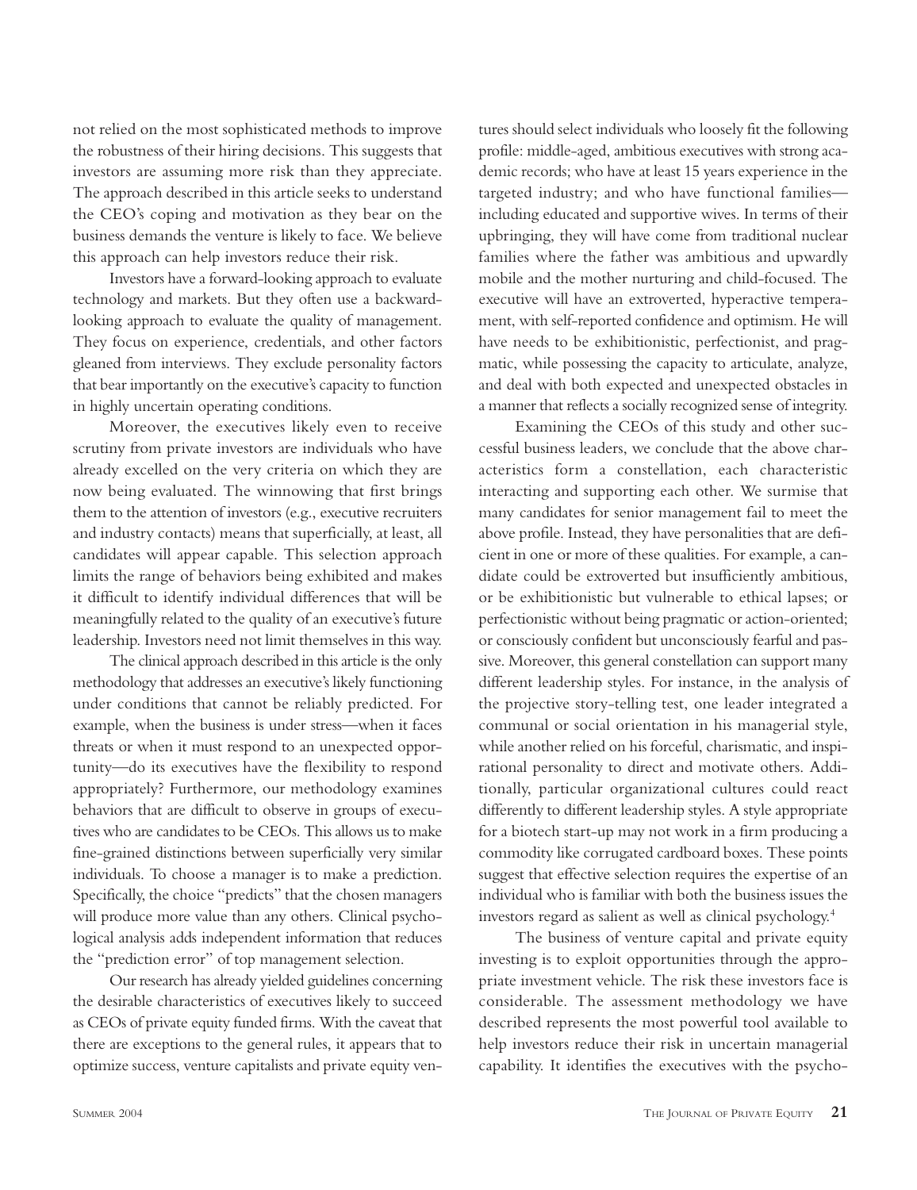not relied on the most sophisticated methods to improve the robustness of their hiring decisions. This suggests that investors are assuming more risk than they appreciate. The approach described in this article seeks to understand the CEO's coping and motivation as they bear on the business demands the venture is likely to face. We believe this approach can help investors reduce their risk.

Investors have a forward-looking approach to evaluate technology and markets. But they often use a backward-looking approach to evaluate the quality of management. They focus on experience, credentials, and other factors gleaned from interviews. They exclude personality factors that bear importantly on the executive's capacity to function in highly uncertain operating conditions.

Moreover, the executives likely even to receive scrutiny from private investors are individuals who have already excelled on the very criteria on which they are now being evaluated. The winnowing that first brings them to the attention of investors (e.g., executive recruiters and industry contacts) means that superficially, at least, all candidates will appear capable. This selection approach limits the range of behaviors being exhibited and makes it difficult to identify individual differences that will be meaningfully related to the quality of an executive's future leadership. Investors need not limit themselves in this way.

The clinical approach described in this article is the only methodology that addresses an executive's likely functioning under conditions that cannot be reliably predicted. For example, when the business is under stress—when it faces threats or when it must respond to an unexpected opportunity—do its executives have the flexibility to respond appropriately? Furthermore, our methodology examines behaviors that are difficult to observe in groups of executives who are candidates to be CEOs. This allows us to make fine-grained distinctions between superficially very similar individuals. To choose a manager is to make a prediction. Specifically, the choice "predicts" that the chosen managers will produce more value than any others. Clinical psychological analysis adds independent information that reduces the "prediction error" of top management selection.

Our research has already yielded guidelines concerning the desirable characteristics of executives likely to succeed as CEOs of private equity funded firms. With the caveat that there are exceptions to the general rules, it appears that to optimize success, venture capitalists and private equity ventures should select individuals who loosely fit the following profile: middle-aged, ambitious executives with strong academic records; who have at least 15 years experience in the targeted industry; and who have functional families—including educated and supportive wives. In terms of their upbringing, they will have come from traditional nuclear families where the father was ambitious and upwardly mobile and the mother nurturing and child-focused. The executive will have an extroverted, hyperactive temperament, with self-reported confidence and optimism. He will have needs to be exhibitionistic, perfectionist, and pragmatic, while possessing the capacity to articulate, analyze, and deal with both expected and unexpected obstacles in a manner that reflects a socially recognized sense of integrity.

Examining the CEOs of this study and other successful business leaders, we conclude that the above characteristics form a constellation, each characteristic interacting and supporting each other. We surmise that many candidates for senior management fail to meet the above profile. Instead, they have personalities that are deficient in one or more of these qualities. For example, a candidate could be extroverted but insufficiently ambitious, or be exhibitionistic but vulnerable to ethical lapses; or perfectionistic without being pragmatic or action-oriented; or consciously confident but unconsciously fearful and passive. Moreover, this general constellation can support many different leadership styles. For instance, in the analysis of the projective story-telling test, one leader integrated a communal or social orientation in his managerial style, while another relied on his forceful, charismatic, and inspirational personality to direct and motivate others. Additionally, particular organizational cultures could react differently to different leadership styles. A style appropriate for a biotech start-up may not work in a firm producing a commodity like corrugated cardboard boxes. These points suggest that effective selection requires the expertise of an individual who is familiar with both the business issues the investors regard as salient as well as clinical psychology.[4]

The business of venture capital and private equity investing is to exploit opportunities through the appropriate investment vehicle. The risk these investors face is considerable. The assessment methodology we have described represents the most powerful tool available to help investors reduce their risk in uncertain managerial capability. It identifies the executives with the psycho-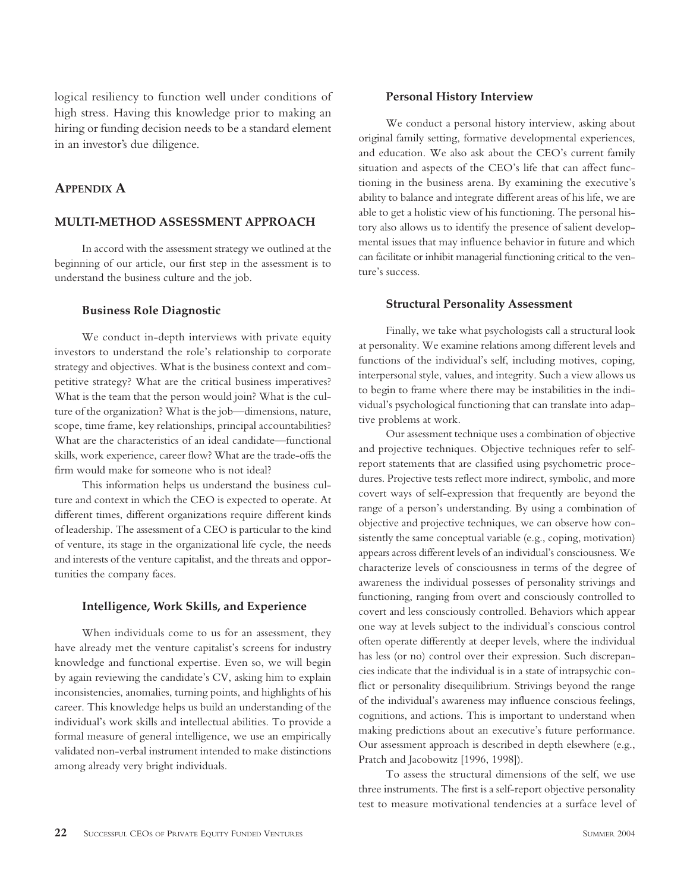logical resiliency to function well under conditions of high stress. Having this knowledge prior to making an hiring or funding decision needs to be a standard element in an investor's due diligence.

## APPENDIX A

## MULTI-METHOD ASSESSMENT APPROACH

In accord with the assessment strategy we outlined at the beginning of our article, our first step in the assessment is to understand the business culture and the job.

### Business Role Diagnostic

We conduct in-depth interviews with private equity investors to understand the role's relationship to corporate strategy and objectives. What is the business context and competitive strategy? What are the critical business imperatives? What is the team that the person would join? What is the culture of the organization? What is the job—dimensions, nature, scope, time frame, key relationships, principal accountabilities? What are the characteristics of an ideal candidate—functional skills, work experience, career flow? What are the trade-offs the firm would make for someone who is not ideal?

This information helps us understand the business culture and context in which the CEO is expected to operate. At different times, different organizations require different kinds of leadership. The assessment of a CEO is particular to the kind of venture, its stage in the organizational life cycle, the needs and interests of the venture capitalist, and the threats and opportunities the company faces.

### Intelligence, Work Skills, and Experience

When individuals come to us for an assessment, they have already met the venture capitalist's screens for industry knowledge and functional expertise. Even so, we will begin by again reviewing the candidate's CV, asking him to explain inconsistencies, anomalies, turning points, and highlights of his career. This knowledge helps us build an understanding of the individual's work skills and intellectual abilities. To provide a formal measure of general intelligence, we use an empirically validated non-verbal instrument intended to make distinctions among already very bright individuals.

### Personal History Interview

We conduct a personal history interview, asking about original family setting, formative developmental experiences, and education. We also ask about the CEO's current family situation and aspects of the CEO's life that can affect functioning in the business arena. By examining the executive's ability to balance and integrate different areas of his life, we are able to get a holistic view of his functioning. The personal history also allows us to identify the presence of salient developmental issues that may influence behavior in future and which can facilitate or inhibit managerial functioning critical to the venture's success.

### Structural Personality Assessment

Finally, we take what psychologists call a structural look at personality. We examine relations among different levels and functions of the individual's self, including motives, coping, interpersonal style, values, and integrity. Such a view allows us to begin to frame where there may be instabilities in the individual's psychological functioning that can translate into adaptive problems at work.

Our assessment technique uses a combination of objective and projective techniques. Objective techniques refer to self-report statements that are classified using psychometric procedures. Projective tests reflect more indirect, symbolic, and more covert ways of self-expression that frequently are beyond the range of a person's understanding. By using a combination of objective and projective techniques, we can observe how consistently the same conceptual variable (e.g., coping, motivation) appears across different levels of an individual's consciousness. We characterize levels of consciousness in terms of the degree of awareness the individual possesses of personality strivings and functioning, ranging from overt and consciously controlled to covert and less consciously controlled. Behaviors which appear one way at levels subject to the individual's conscious control often operate differently at deeper levels, where the individual has less (or no) control over their expression. Such discrepancies indicate that the individual is in a state of intrapsychic conflict or personality disequilibrium. Strivings beyond the range of the individual's awareness may influence conscious feelings, cognitions, and actions. This is important to understand when making predictions about an executive's future performance. Our assessment approach is described in depth elsewhere (e.g., Pratch and Jacobowitz [1996, 1998]).

To assess the structural dimensions of the self, we use three instruments. The first is a self-report objective personality test to measure motivational tendencies at a surface level of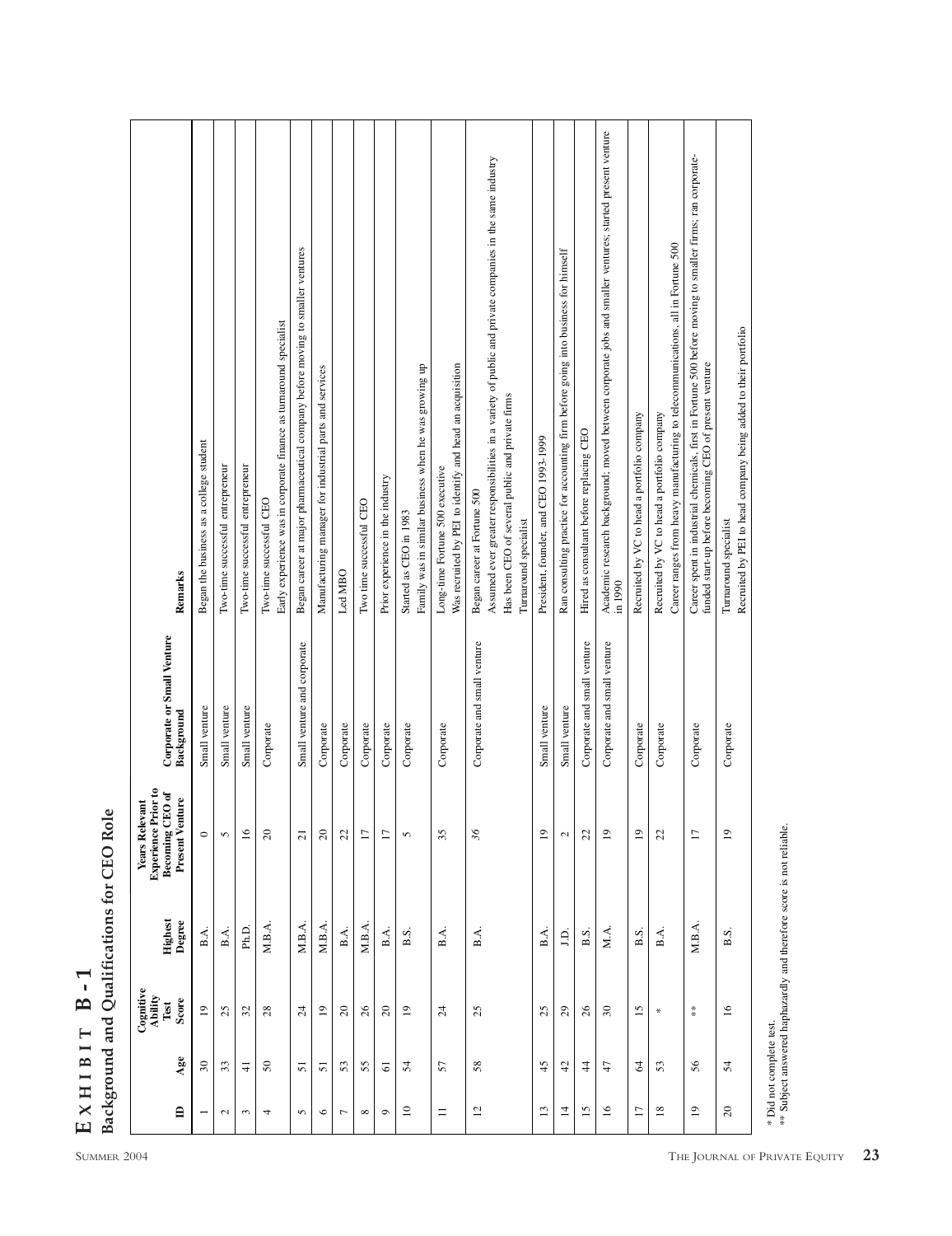# EXHIBIT B-1

## Background and Qualifications for CEO Role

| ID | Age | Cognitive Ability Test Score | Highest Degree | Years Relevant Experience Prior to Becoming CEO of Present Venture | Corporate or Small Venture Background | Remarks |
|---|---|---|---|---|---|---|
| 1 | 30 | 19 | B.A. | 0 | Small venture | Began the business as a college student |
| 2 | 33 | 25 | B.A. | 5 | Small venture | Two-time successful entrepreneur |
| 3 | 41 | 32 | Ph.D. | 16 | Small venture | Two-time successful entrepreneur |
| 4 | 50 | 28 | M.B.A. | 20 | Corporate | Two-time successful CEO<br>Early experience was in corporate finance as turnaround specialist |
| 5 | 51 | 24 | M.B.A. | 21 | Small venture and corporate | Began career at major pharmaceutical company before moving to smaller ventures |
| 6 | 51 | 19 | M.B.A. | 20 | Corporate | Manufacturing manager for industrial parts and services |
| 7 | 53 | 20 | B.A. | 22 | Corporate | Led MBO |
| 8 | 55 | 26 | M.B.A. | 17 | Corporate | Two time successful CEO |
| 9 | 61 | 20 | B.A. | 17 | Corporate | Prior experience in the industry |
| 10 | 54 | 19 | B.S. | 5 | Corporate | Started as CEO in 1983<br>Family was in similar business when he was growing up |
| 11 | 57 | 24 | B.A. | 35 | Corporate | Long-time Fortune 500 executive<br>Was recruited by PEI to identify and head an acquisition |
| 12 | 58 | 25 | B.A. | 36 | Corporate and small venture | Began career at Fortune 500<br>Assumed ever greater responsibilities in a variety of public and private companies in the same industry<br>Has been CEO of several public and private firms<br>Turnaround specialist |
| 13 | 45 | 25 | B.A. | 19 | Small venture | President, founder, and CEO 1993-1999 |
| 14 | 42 | 29 | J.D. | 2 | Small venture | Ran consulting practice for accounting firm before going into business for himself |
| 15 | 44 | 26 | B.S. | 22 | Corporate and small venture | Hired as consultant before replacing CEO |
| 16 | 47 | 30 | M.A. | 19 | Corporate and small venture | Academic research background; moved between corporate jobs and smaller ventures; started present venture in 1990 |
| 17 | 64 | 15 | B.S. | 19 | Corporate | Recruited by VC to head a portfolio company |
| 18 | 53 | * | B.A. | 22 | Corporate | Recruited by VC to head a portfolio company<br>Career ranges from heavy manufacturing to telecommunications, all in Fortune 500 |
| 19 | 56 | ** | M.B.A. | 17 | Corporate | Career spent in industrial chemicals, first in Fortune 500 before moving to smaller firms; ran corporate-funded start-up before becoming CEO of present venture |
| 20 | 54 | 16 | B.S. | 19 | Corporate | Turnaround specialist<br>Recruited by PEI to head company being added to their portfolio |

\* Did not complete test.
\*\* Subject answered haphazardly and therefore score is not reliable.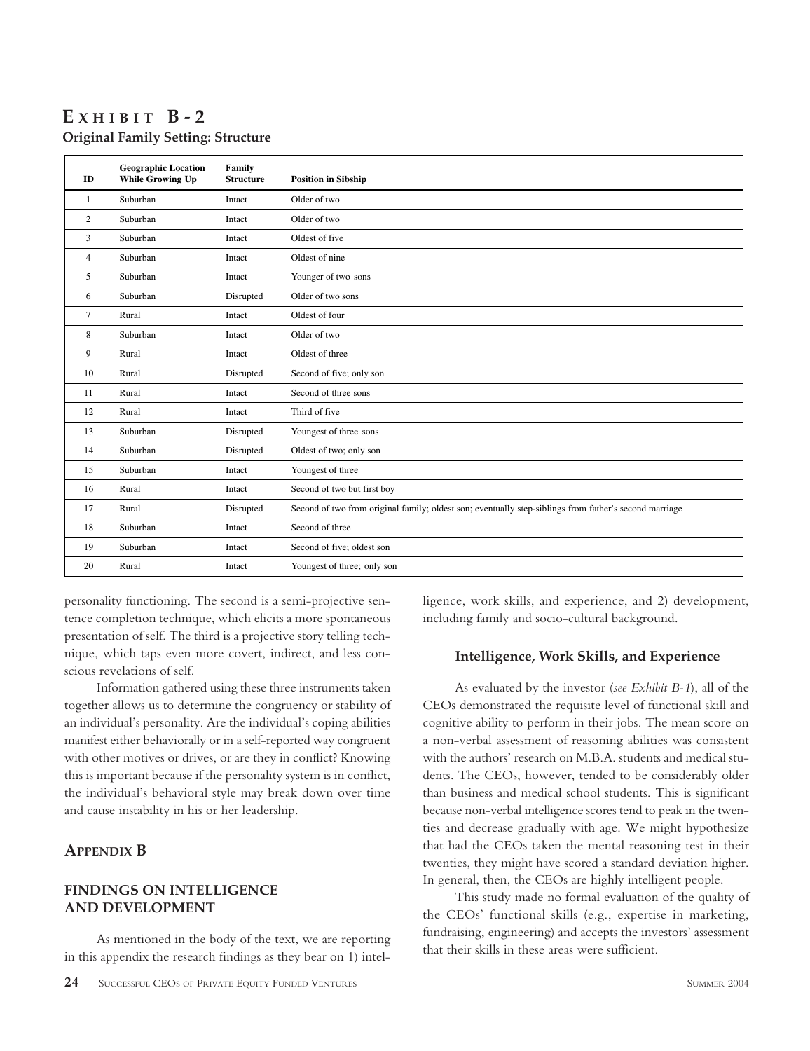# EXHIBIT B-2

**Original Family Setting: Structure**

| ID | Geographic Location While Growing Up | Family Structure | Position in Sibship |
|---|---|---|---|
| 1 | Suburban | Intact | Older of two |
| 2 | Suburban | Intact | Older of two |
| 3 | Suburban | Intact | Oldest of five |
| 4 | Suburban | Intact | Oldest of nine |
| 5 | Suburban | Intact | Younger of two sons |
| 6 | Suburban | Disrupted | Older of two sons |
| 7 | Rural | Intact | Oldest of four |
| 8 | Suburban | Intact | Older of two |
| 9 | Rural | Intact | Oldest of three |
| 10 | Rural | Disrupted | Second of five; only son |
| 11 | Rural | Intact | Second of three sons |
| 12 | Rural | Intact | Third of five |
| 13 | Suburban | Disrupted | Youngest of three sons |
| 14 | Suburban | Disrupted | Oldest of two; only son |
| 15 | Suburban | Intact | Youngest of three |
| 16 | Rural | Intact | Second of two but first boy |
| 17 | Rural | Disrupted | Second of two from original family; oldest son; eventually step-siblings from father's second marriage |
| 18 | Suburban | Intact | Second of three |
| 19 | Suburban | Intact | Second of five; oldest son |
| 20 | Rural | Intact | Youngest of three; only son |

personality functioning. The second is a semi-projective sentence completion technique, which elicits a more spontaneous presentation of self. The third is a projective story telling technique, which taps even more covert, indirect, and less conscious revelations of self.

Information gathered using these three instruments taken together allows us to determine the congruency or stability of an individual's personality. Are the individual's coping abilities manifest either behaviorally or in a self-reported way congruent with other motives or drives, or are they in conflict? Knowing this is important because if the personality system is in conflict, the individual's behavioral style may break down over time and cause instability in his or her leadership.

## APPENDIX B

## FINDINGS ON INTELLIGENCE AND DEVELOPMENT

As mentioned in the body of the text, we are reporting in this appendix the research findings as they bear on 1) intelligence, work skills, and experience, and 2) development, including family and socio-cultural background.

### Intelligence, Work Skills, and Experience

As evaluated by the investor (*see Exhibit B-1*), all of the CEOs demonstrated the requisite level of functional skill and cognitive ability to perform in their jobs. The mean score on a non-verbal assessment of reasoning abilities was consistent with the authors' research on M.B.A. students and medical students. The CEOs, however, tended to be considerably older than business and medical school students. This is significant because non-verbal intelligence scores tend to peak in the twenties and decrease gradually with age. We might hypothesize that had the CEOs taken the mental reasoning test in their twenties, they might have scored a standard deviation higher. In general, then, the CEOs are highly intelligent people.

This study made no formal evaluation of the quality of the CEOs' functional skills (e.g., expertise in marketing, fundraising, engineering) and accepts the investors' assessment that their skills in these areas were sufficient.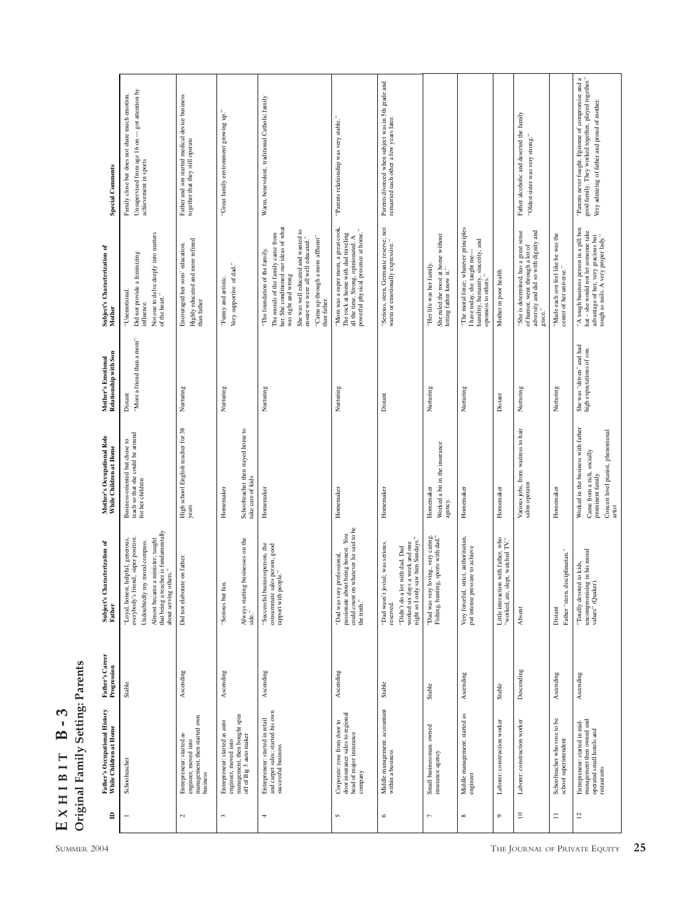# Exhibit B - 3
## Original Family Setting: Parents

| ID | Father's Occupational History While Children at Home | Father's Career Progression | Subject's Characterization of Father | Mother's Occupational Role While Children at Home | Mother's Emotional Relationship with Son | Subject's Characterization of Mother | Special Comments |
|---|---|---|---|---|---|---|---|
| 1 | Schoolteacher | Stable | "Loyal, honest, helpful, generous, everybody's friend, super positive. Undoubtedly my moral compass. Almost became a minister; taught that being a teacher is fundamentally about serving others." | Business-oriented but chose to teach so that she could be around for her children | Distant "More a friend than a mom" | "Unemotional. Did not provide a feminizing influence. Not one to delve deeply into matters of the heart." | Family close but does not share much emotion. Unsupervised from age 16 on — got attention by achievement in sports |
| 2 | Entrepreneur: started as engineer, moved into management, then started own business | Ascending | Did not elaborate on father. | High school English teacher for 38 years | Nurturing | Encouraged her sons' education. Highly educated and more refined than father | Father and son started medical device business together that they still operate |
| 3 | Entrepreneur: started as auto engineer, moved into management, then bought spin off of Big 3 auto maker | Ascending | "Serious but fun. Always starting businesses on the side." | Homemaker Schoolteacher then stayed home to take care of kids | Nurturing | "Funny and artistic. Very supportive of dad." | "Great family environment growing up." |
| 4 | Entrepreneur: started in retail and carpet sales; started his own successful business | Ascending | "Successful businessperson, the consummate sales person, good rapport with people." | Homemaker | Nurturing | "The foundation of the family. The morals of the family came from her. She conditioned our ideas of what was right and wrong. She was well educated and wanted to ensure we were all well educated." "Came up through a more affluent" than father. | Warm, benevolent, traditional Catholic family |
| 5 | Corporate: rose from door to door insurance sales to regional head of major insurance company | Ascending | "Dad was very professional, passionate about being honest. You could count on whatever he said to be the truth." | Homemaker | Nurturing | "Mom was a super mom, a great cook. The rock at home with dad traveling all the time. Strong, opinionated. A powerful physical presence at home." | "Parents relationship was very stable." |
| 6 | Middle management: accountant within a business | Stable | "Dad wasn't jovial; was serious, reserved. "Didn't do a lot with dad. Dad worked six days a week and one night so I only saw him Sundays." | Homemaker | Distant | "Serious, stern, Germanic reserve; not warm or emotionally expressive." | Parents divorced when subject was in 5th grade and remarried each other a few years later. |
| 7 | Small businessman: owned insurance agency | Stable | "Dad was very loving, very caring. Fishing, hunting, sports with dad." | Homemaker Worked a bit in the insurance agency. | Nurturing | "Her life was her family. She ruled the roost at home without letting father know it." | |
| 8 | Middle management: started as engineer | Ascending | Very forceful, strict, authoritarian, put intense pressure to achieve | Homemaker | Nurturing | "The moral force; whatever principles I have today, she taught me—humility, humanity, sincerity, and openness to others." | |
| 9 | Laborer: construction worker | Stable | Little interaction with father, who "worked, ate, slept, watched TV." | Homemaker | Distant | Mother in poor health | |
| 10 | Laborer: construction worker | Descending | Absent | Various jobs, from waitress to hair salon operator | Nurturing | "She is determined, has a great sense of humor, went through a lot of adversity and did so with dignity and grace." | Father alcoholic and deserted the family "Oldest sister was very strong." |
| 11 | Schoolteacher who rose to be school superintendent | Ascending | Distant Father "stern, disciplinarian." | Homemaker | Nurturing | "Made each son feel like he was the center of her universe." | |
| 12 | Entrepreneur: started in mid-management then owned and operated small hotels and restaurants | Ascending | "Totally devoted to kids, uncompromising in his moral values" (Quaker). | Worked in the business with father Came from a rich, socially prominent family Concert level pianist, phenomenal artist | She was "driven" and had high expectations of son. | "A tough business person in a pill box hat – she would not let someone take advantage of her, very gracious but tough as nails. A very proper lady." | "Parents never fought. Epitome of compromise and a good family. They worked together, played together." Very admiring of father and proud of mother. |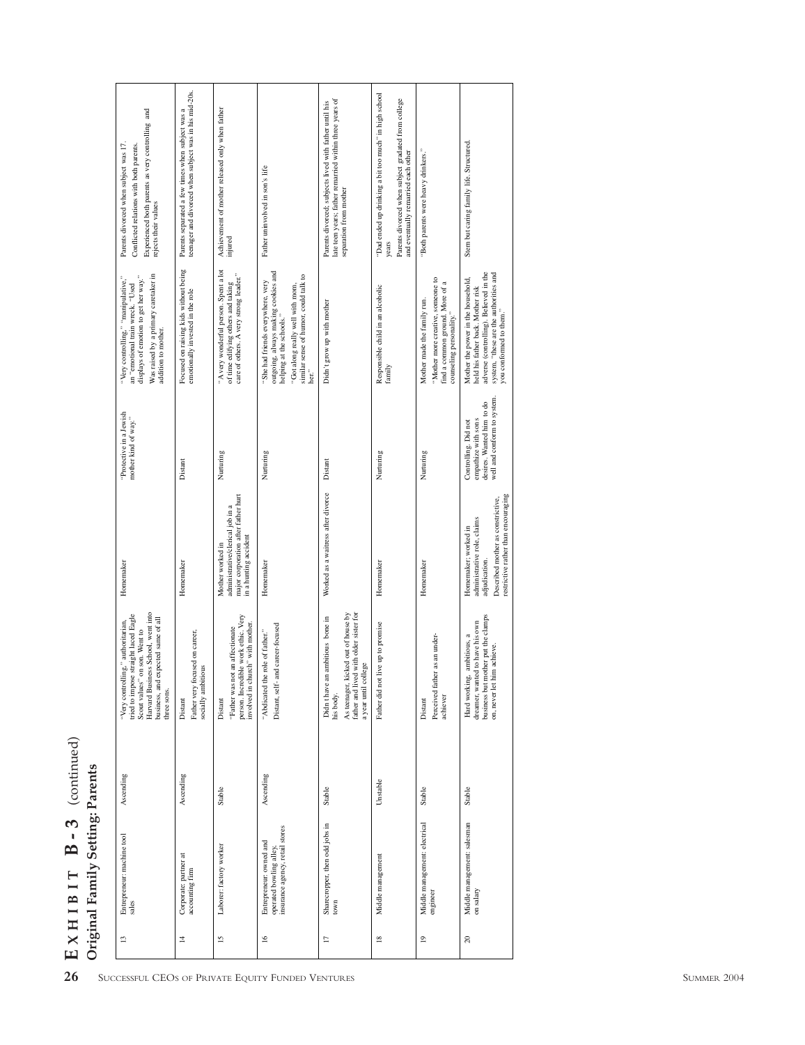# Exhibit B-3 (continued)

## Original Family Setting: Parents

| | | | | | | | | |
|---|---|---|---|---|---|---|---|---|
| 13 | Entrepreneur: machine tool sales | Ascending | "Very controlling," authoritarian, tried to impose straight laced Eagle Scout values" on son. Went to Harvard Business School, went into business, and expected same of all three sons. | Homemaker | "Protective in a Jewish mother kind of way." | "Very controlling," "manipulative," an "emotional train wreck." "Used displays of emotion to get her way." Was raised by a primary caretaker in addition to mother. | Parents divorced when subject was 17. Conflicted relations with both parents. Experienced both parents as very controlling and rejects their values |
| 14 | Corporate: partner at accounting firm | Ascending | Distant. Father very focused on career, socially ambitious | Homemaker | Distant | Focused on raising kids without being emotionally invested in the role | Parents separated a few times when subject was a teenager and divorced when subject was in his mid-20s. |
| 15 | Laborer: factory worker | Stable | Distant. "Father was not an affectionate person. Incredible work ethic. Very involved in church" with mother. | Mother worked in administrative/clerical job in a major corporation after father hurt in a hunting accident | Nurturing | "A very wonderful person. Spent a lot of time edifying others and taking care of others. A very strong leader." | Achievement of mother released only when father injured |
| 16 | Entrepreneur: owned and operated bowling alley, insurance agency, retail stores | Ascending | "Abdicated the role of father." Distant, self- and career-focused | Homemaker | Nurturing | "She had friends everywhere, very outgoing, always making cookies and helping at the schools." "Got along really well with mom, similar sense of humor, could talk to her." | Father uninvolved in son's life |
| 17 | Sharecropper, then odd jobs in town | Stable | Didn't have an ambitious bone in his body. As teenager, kicked out of house by father and lived with older sister for a year until college | Worked as a waitress after divorce | Distant | Didn't grow up with mother | Parents divorced; subjects lived with father until his late teen years; father remarried within three years of separation from mother |
| 18 | Middle management | Unstable | Father did not live up to promise | Homemaker | Nurturing | Responsible child in an alcoholic family | "Dad ended up drinking a bit too much" in high school years. Parents divorced when subject gradated from college and eventually remarried each other |
| 19 | Middle management: electrical engineer | Stable | Distant. Perceived father as an under-achiever | Homemaker | Nurturing | Mother made the family run. "Mother more creative, someone to find a common ground. More of a counseling personality." | "Both parents were heavy drinkers." |
| 20 | Middle management: salesman on salary | Stable | Hard working, ambitious, a dreamer, wanted to have his own business but mother put the clamps on, never let him achieve. | Homemaker; worked in administrative role, claims adjudication. Described mother as constrictive, restrictive rather than encouraging | Controlling. Did not empathize with son's desires. Wanted him to do well and conform to system. | Mother the power in the household, held his father back. Mother risk adverse (controlling). Believed in the system, "these are the authorities and you conformed to them." | Stern but caring family life. Structured. |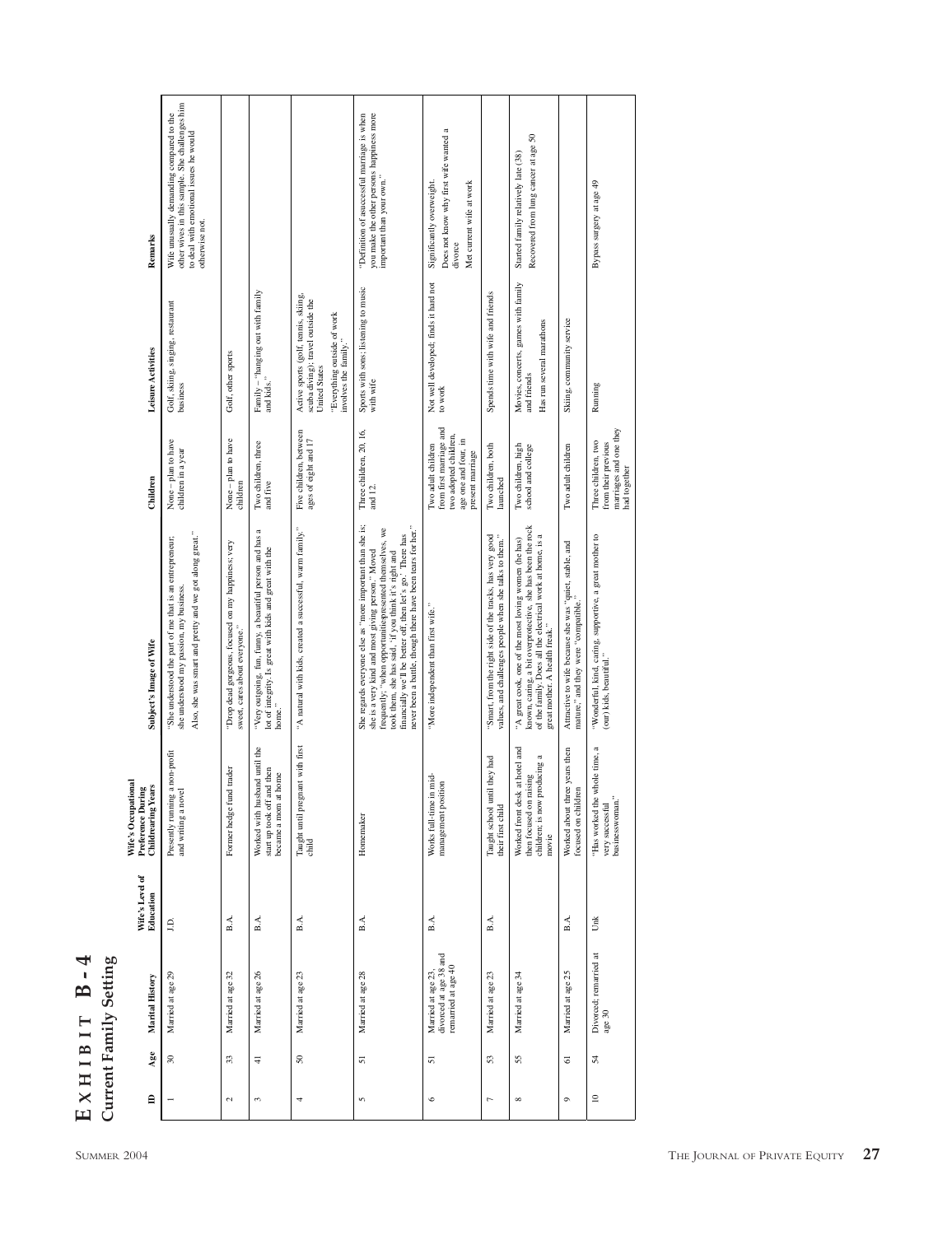# EXHIBIT B - 4

## Current Family Setting

| ID | Age | Marital History | Wife's Level of Education | Wife's Occupational Preference During Childrearing Years | Subject's Image of Wife | Children | Leisure Activities | Remarks |
|---|---|---|---|---|---|---|---|---|
| 1 | 30 | Married at age 29 | J.D. | Presently running a non-profit and writing a novel | "She understood the part of me that is an entrepreneur; she understood my passion, my business. Also, she was smart and pretty and we got along great." | None – plan to have children in a year | Golf, skiing, singing, restaurant business | Wife unusually demanding compared to the other wives in this sample. She challenges him to deal with emotional issues he would otherwise not. |
| 2 | 33 | Married at age 32 | B.A. | Former hedge fund trader | "Drop dead gorgeous, focused on my happiness; very sweet, cares about everyone." | None – plan to have children | Golf, other sports | |
| 3 | 41 | Married at age 26 | B.A. | Worked with husband until the start up took off and then became a mom at home | "Very outgoing, fun, funny, a beautiful person and has a lot of integrity. Is great with kids and great with the home." | Two children, three and five | Family – "hanging out with family and kids." | |
| 4 | 50 | Married at age 23 | B.A. | Taught until pregnant with first child | "A natural with kids, created a successful, warm family." | Five children, between ages of eight and 17 | Active sports (golf, tennis, skiing, scuba diving); travel outside the United States<br>"Everything outside of work involves the family." | |
| 5 | 51 | Married at age 28 | B.A. | Homemaker | She regards everyone else as "more important than she is; she is a very kind and most giving person." Moved frequently; "when opportunities presented themselves, we took them, she has said, 'if you think it's right and financially we'll be better off, then let's go.' There has never been a battle, though there have been tears for her." | Three children, 20, 16, and 12. | Sports with sons; listening to music with wife | "Definition of a successful marriage is when you make the other person's happiness more important than your own." |
| 6 | 51 | Married at age 23, divorced at age 38 and remarried at age 40 | B.A. | Works full-time in mid-management position | "More independent than first wife." | Two adult children from first marriage and two adopted children, age one and four, in present marriage | Not well developed; finds it hard not to work | Significantly overweight.<br>Does not know why first wife wanted a divorce<br>Met current wife at work |
| 7 | 53 | Married at age 23 | B.A. | Taught school until they had their first child | "Smart, from the right side of the tracks, has very good values, and challenges people when she talks to them." | Two children, both launched | Spends time with wife and friends | |
| 8 | 55 | Married at age 34 | B.A. | Worked front desk at hotel and then focused on raising children; is now producing a movie | "A great cook, one of the most loving women (he has) known, caring, a bit overprotective, she has been the rock of the family. Does all the electrical work at home, is a great mother. A health freak." | Two children, high school and college | Movies, concerts, games with family and friends<br>Has run several marathons | Started family relatively late (38)<br>Recovered from lung cancer at age 50 |
| 9 | 61 | Married at age 25 | B.A. | Worked about three years then focused on children | Attractive to wife because she was "quiet, stable, and mature," and they were "compatible." | Two adult children | Skiing, community service | |
| 10 | 54 | Divorced; remarried at age 30 | Unk | "Has worked the whole time, a very successful businesswoman." | "Wonderful, kind, caring, supportive, a great mother to (our) kids, beautiful." | Three children, two from previous marriages and one they had together | Running | Bypass surgery at age 49 |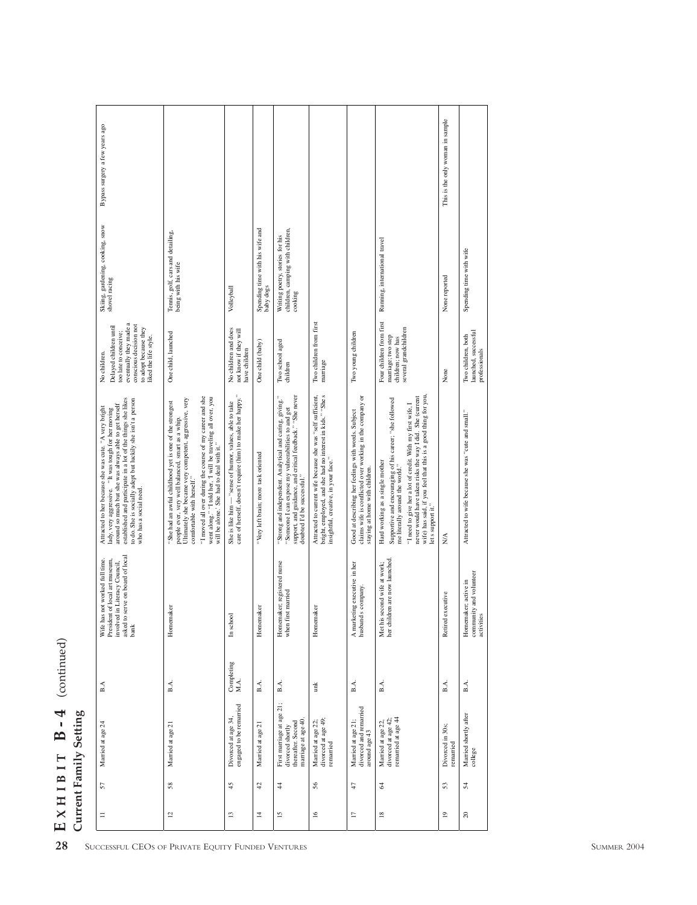# Exhibit B-4 (continued)

## Current Family Setting

| | | | | | | | | |
|---|---|---|---|---|---|---|---|---|
| 11 | 57 | Married at age 24 | B.A | Wife has not worked full time. President of local art museum, involved in Literacy Council, asked to serve on board of local bank | Attracted to her because she was cute. "A very bright lady, very aggressive." It was tough for her moving around so much but she was always able to get herself established and participate in a lot of the things she likes to do. She is socially adept but luckily she isn't a person who has a social need. | No children. Delayed children until too late to conceive; eventually they made a conscious decision not to adopt because they liked the life style. | Skiing, gardening, cooking, snow shovel racing | Bypass surgery a few years ago |
| 12 | 58 | Married at age 21 | B.A. | Homemaker | "She had an awful childhood yet is one of the strongest people ever, very well balanced, smart as a whip. Ultimately she became very competent, aggressive, very comfortable with herself." "I moved all over during the course of my career and she went along." "I told her 'I will be traveling all over, you will be alone.' She had to deal with it." | One child, launched | Tennis, golf, cars and detailing, being with his wife | |
| 13 | 45 | Divorced at age 34, engaged to be remarried | Completing M.A. | In school | She is like him — "sense of humor, values, able to take care of herself, doesn't require (him) to make her happy." | No children and does not know if they will have children | Volleyball | |
| 14 | 42 | Married at age 21 | B.A. | Homemaker | "Very left brain; more task oriented | One child (baby) | Spending time with his wife and baby dogs | |
| 15 | 44 | First marriage at age 21; divorced shortly thereafter. Second marriage at age 40. | B.A. | Homemaker; registered nurse when first married | "Strong and independent. Analytical and caring, giving." "Someone I can expose my vulnerabilities to and get support and guidance, and critical feedback." "She never doubted I'd be successful." | Two school aged children | Writing poetry, stories for his children, camping with children, cooking | |
| 16 | 56 | Married at age 22; divorced at age 49; remarried | unk | Homemaker | Attracted to current wife because she was "self sufficient, bright, employed, and she had no interest in kids." "She s insightful, creative, in your face." | Two children from first marriage | | |
| 17 | 47 | Married at age 21; divorced and remarried around age 43 | B.A. | A marketing executive in her husband s company. | Good at describing her feelings with words. Subject claims wife is conflicted over working in the company or staying at home with children. | Two young children | | |
| 18 | 64 | Married at age 22, divorced at age 42; remarried at age 44 | B.A. | Met his second wife at work; her children are now launched. | Hard working as a single mother Supportive and encouraging of his career; "she followed me literally around the world." "I need to give her a lot of credit. With my first wife, I never would have taken risks the way I did. She (current wife) has said, if you feel that this is a good thing for you, let s support it." | Four children from first marriage; two step children; now has several grandchildren | Running, international travel | |
| 19 | 53 | Divorced in 30s; remarried | B.A. | Retired executive | N/A | None | None reported | This is the only woman in sample |
| 20 | 54 | Married shortly after college | B.A. | Homemaker; active in community and volunteer activities | Attracted to wife because she was "cute and small." | Two children, both launched, successful professionals | Spending time with wife | |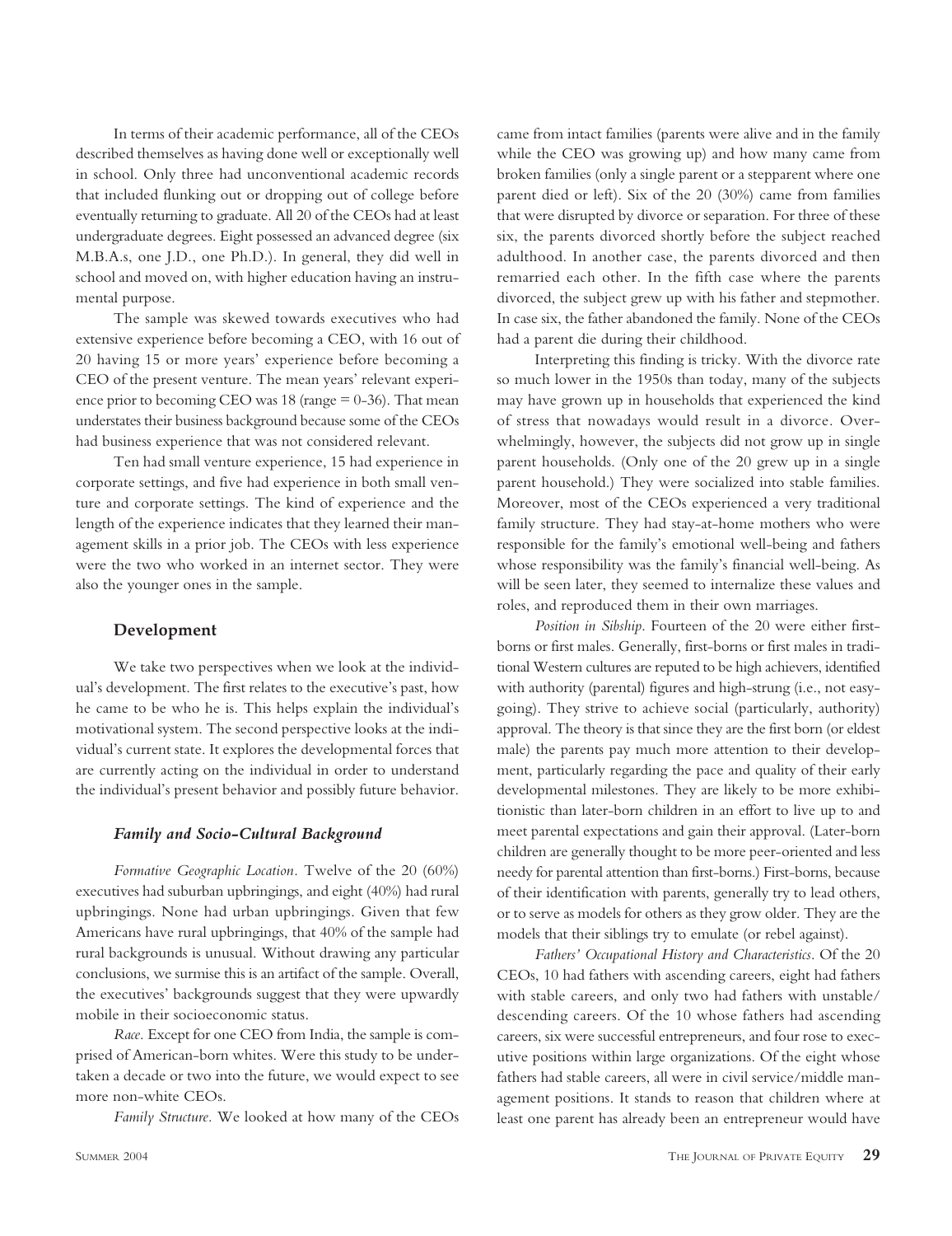In terms of their academic performance, all of the CEOs described themselves as having done well or exceptionally well in school. Only three had unconventional academic records that included flunking out or dropping out of college before eventually returning to graduate. All 20 of the CEOs had at least undergraduate degrees. Eight possessed an advanced degree (six M.B.A.s, one J.D., one Ph.D.). In general, they did well in school and moved on, with higher education having an instrumental purpose.

The sample was skewed towards executives who had extensive experience before becoming a CEO, with 16 out of 20 having 15 or more years' experience before becoming a CEO of the present venture. The mean years' relevant experience prior to becoming CEO was 18 (range = 0-36). That mean understates their business background because some of the CEOs had business experience that was not considered relevant.

Ten had small venture experience, 15 had experience in corporate settings, and five had experience in both small venture and corporate settings. The kind of experience and the length of the experience indicates that they learned their management skills in a prior job. The CEOs with less experience were the two who worked in an internet sector. They were also the younger ones in the sample.

## Development

We take two perspectives when we look at the individual's development. The first relates to the executive's past, how he came to be who he is. This helps explain the individual's motivational system. The second perspective looks at the individual's current state. It explores the developmental forces that are currently acting on the individual in order to understand the individual's present behavior and possibly future behavior.

### *Family and Socio-Cultural Background*

*Formative Geographic Location.* Twelve of the 20 (60%) executives had suburban upbringings, and eight (40%) had rural upbringings. None had urban upbringings. Given that few Americans have rural upbringings, that 40% of the sample had rural backgrounds is unusual. Without drawing any particular conclusions, we surmise this is an artifact of the sample. Overall, the executives' backgrounds suggest that they were upwardly mobile in their socioeconomic status.

*Race.* Except for one CEO from India, the sample is comprised of American-born whites. Were this study to be undertaken a decade or two into the future, we would expect to see more non-white CEOs.

*Family Structure.* We looked at how many of the CEOs came from intact families (parents were alive and in the family while the CEO was growing up) and how many came from broken families (only a single parent or a stepparent where one parent died or left). Six of the 20 (30%) came from families that were disrupted by divorce or separation. For three of these six, the parents divorced shortly before the subject reached adulthood. In another case, the parents divorced and then remarried each other. In the fifth case where the parents divorced, the subject grew up with his father and stepmother. In case six, the father abandoned the family. None of the CEOs had a parent die during their childhood.

Interpreting this finding is tricky. With the divorce rate so much lower in the 1950s than today, many of the subjects may have grown up in households that experienced the kind of stress that nowadays would result in a divorce. Overwhelmingly, however, the subjects did not grow up in single parent households. (Only one of the 20 grew up in a single parent household.) They were socialized into stable families. Moreover, most of the CEOs experienced a very traditional family structure. They had stay-at-home mothers who were responsible for the family's emotional well-being and fathers whose responsibility was the family's financial well-being. As will be seen later, they seemed to internalize these values and roles, and reproduced them in their own marriages.

*Position in Sibship.* Fourteen of the 20 were either first-borns or first males. Generally, first-borns or first males in traditional Western cultures are reputed to be high achievers, identified with authority (parental) figures and high-strung (i.e., not easy-going). They strive to achieve social (particularly, authority) approval. The theory is that since they are the first born (or eldest male) the parents pay much more attention to their development, particularly regarding the pace and quality of their early developmental milestones. They are likely to be more exhibitionistic than later-born children in an effort to live up to and meet parental expectations and gain their approval. (Later-born children are generally thought to be more peer-oriented and less needy for parental attention than first-borns.) First-borns, because of their identification with parents, generally try to lead others, or to serve as models for others as they grow older. They are the models that their siblings try to emulate (or rebel against).

*Fathers' Occupational History and Characteristics.* Of the 20 CEOs, 10 had fathers with ascending careers, eight had fathers with stable careers, and only two had fathers with unstable/descending careers. Of the 10 whose fathers had ascending careers, six were successful entrepreneurs, and four rose to executive positions within large organizations. Of the eight whose fathers had stable careers, all were in civil service/middle management positions. It stands to reason that children where at least one parent has already been an entrepreneur would have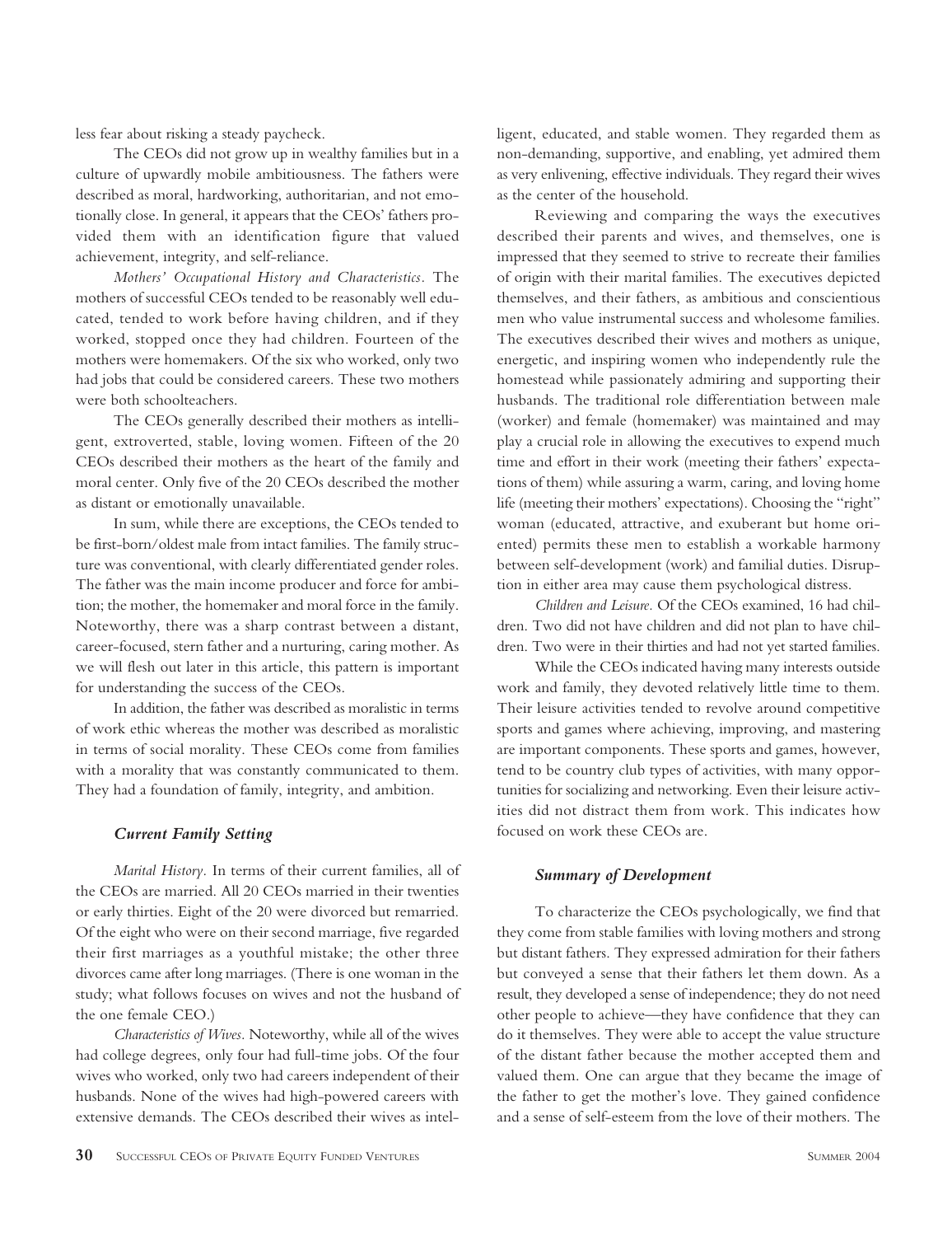less fear about risking a steady paycheck.

The CEOs did not grow up in wealthy families but in a culture of upwardly mobile ambitiousness. The fathers were described as moral, hardworking, authoritarian, and not emotionally close. In general, it appears that the CEOs' fathers provided them with an identification figure that valued achievement, integrity, and self-reliance.

*Mothers' Occupational History and Characteristics.* The mothers of successful CEOs tended to be reasonably well educated, tended to work before having children, and if they worked, stopped once they had children. Fourteen of the mothers were homemakers. Of the six who worked, only two had jobs that could be considered careers. These two mothers were both schoolteachers.

The CEOs generally described their mothers as intelligent, extroverted, stable, loving women. Fifteen of the 20 CEOs described their mothers as the heart of the family and moral center. Only five of the 20 CEOs described the mother as distant or emotionally unavailable.

In sum, while there are exceptions, the CEOs tended to be first-born/oldest male from intact families. The family structure was conventional, with clearly differentiated gender roles. The father was the main income producer and force for ambition; the mother, the homemaker and moral force in the family. Noteworthy, there was a sharp contrast between a distant, career-focused, stern father and a nurturing, caring mother. As we will flesh out later in this article, this pattern is important for understanding the success of the CEOs.

In addition, the father was described as moralistic in terms of work ethic whereas the mother was described as moralistic in terms of social morality. These CEOs come from families with a morality that was constantly communicated to them. They had a foundation of family, integrity, and ambition.

### *Current Family Setting*

*Marital History.* In terms of their current families, all of the CEOs are married. All 20 CEOs married in their twenties or early thirties. Eight of the 20 were divorced but remarried. Of the eight who were on their second marriage, five regarded their first marriages as a youthful mistake; the other three divorces came after long marriages. (There is one woman in the study; what follows focuses on wives and not the husband of the one female CEO.)

*Characteristics of Wives.* Noteworthy, while all of the wives had college degrees, only four had full-time jobs. Of the four wives who worked, only two had careers independent of their husbands. None of the wives had high-powered careers with extensive demands. The CEOs described their wives as intelligent, educated, and stable women. They regarded them as non-demanding, supportive, and enabling, yet admired them as very enlivening, effective individuals. They regard their wives as the center of the household.

Reviewing and comparing the ways the executives described their parents and wives, and themselves, one is impressed that they seemed to strive to recreate their families of origin with their marital families. The executives depicted themselves, and their fathers, as ambitious and conscientious men who value instrumental success and wholesome families. The executives described their wives and mothers as unique, energetic, and inspiring women who independently rule the homestead while passionately admiring and supporting their husbands. The traditional role differentiation between male (worker) and female (homemaker) was maintained and may play a crucial role in allowing the executives to expend much time and effort in their work (meeting their fathers' expectations of them) while assuring a warm, caring, and loving home life (meeting their mothers' expectations). Choosing the "right" woman (educated, attractive, and exuberant but home oriented) permits these men to establish a workable harmony between self-development (work) and familial duties. Disruption in either area may cause them psychological distress.

*Children and Leisure.* Of the CEOs examined, 16 had children. Two did not have children and did not plan to have children. Two were in their thirties and had not yet started families.

While the CEOs indicated having many interests outside work and family, they devoted relatively little time to them. Their leisure activities tended to revolve around competitive sports and games where achieving, improving, and mastering are important components. These sports and games, however, tend to be country club types of activities, with many opportunities for socializing and networking. Even their leisure activities did not distract them from work. This indicates how focused on work these CEOs are.

### *Summary of Development*

To characterize the CEOs psychologically, we find that they come from stable families with loving mothers and strong but distant fathers. They expressed admiration for their fathers but conveyed a sense that their fathers let them down. As a result, they developed a sense of independence; they do not need other people to achieve—they have confidence that they can do it themselves. They were able to accept the value structure of the distant father because the mother accepted them and valued them. One can argue that they became the image of the father to get the mother's love. They gained confidence and a sense of self-esteem from the love of their mothers. The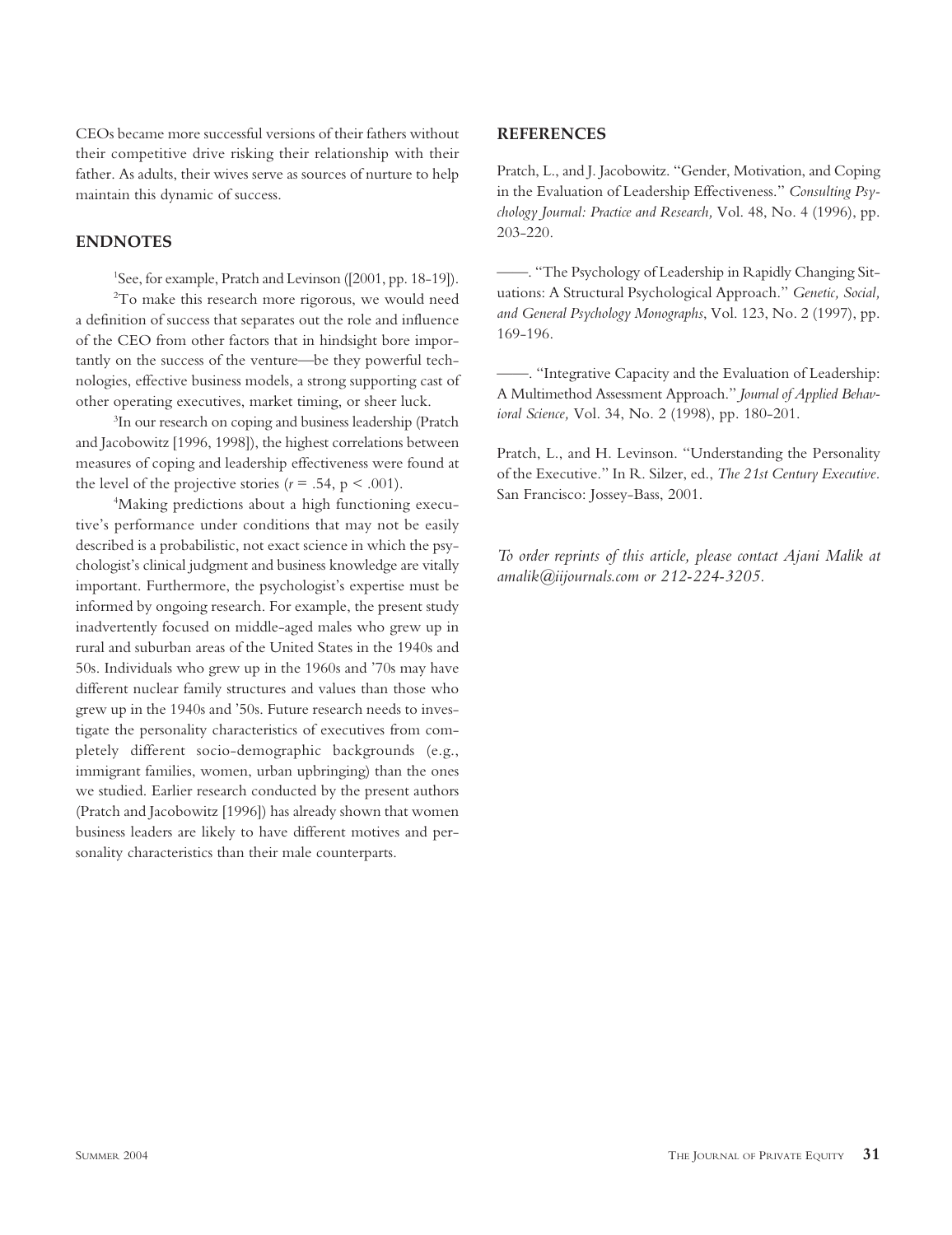CEOs became more successful versions of their fathers without their competitive drive risking their relationship with their father. As adults, their wives serve as sources of nurture to help maintain this dynamic of success.

## ENDNOTES

[1]See, for example, Pratch and Levinson ([2001, pp. 18-19]).

[2]To make this research more rigorous, we would need a definition of success that separates out the role and influence of the CEO from other factors that in hindsight bore importantly on the success of the venture—be they powerful technologies, effective business models, a strong supporting cast of other operating executives, market timing, or sheer luck.

[3]In our research on coping and business leadership (Pratch and Jacobowitz [1996, 1998]), the highest correlations between measures of coping and leadership effectiveness were found at the level of the projective stories ($r = .54$, $p < .001$).

[4]Making predictions about a high functioning executive's performance under conditions that may not be easily described is a probabilistic, not exact science in which the psychologist's clinical judgment and business knowledge are vitally important. Furthermore, the psychologist's expertise must be informed by ongoing research. For example, the present study inadvertently focused on middle-aged males who grew up in rural and suburban areas of the United States in the 1940s and 50s. Individuals who grew up in the 1960s and '70s may have different nuclear family structures and values than those who grew up in the 1940s and '50s. Future research needs to investigate the personality characteristics of executives from completely different socio-demographic backgrounds (e.g., immigrant families, women, urban upbringing) than the ones we studied. Earlier research conducted by the present authors (Pratch and Jacobowitz [1996]) has already shown that women business leaders are likely to have different motives and personality characteristics than their male counterparts.

## REFERENCES

Pratch, L., and J. Jacobowitz. "Gender, Motivation, and Coping in the Evaluation of Leadership Effectiveness." *Consulting Psychology Journal: Practice and Research,* Vol. 48, No. 4 (1996), pp. 203-220.

——. "The Psychology of Leadership in Rapidly Changing Situations: A Structural Psychological Approach." *Genetic, Social, and General Psychology Monographs*, Vol. 123, No. 2 (1997), pp. 169-196.

——. "Integrative Capacity and the Evaluation of Leadership: A Multimethod Assessment Approach." *Journal of Applied Behavioral Science,* Vol. 34, No. 2 (1998), pp. 180-201.

Pratch, L., and H. Levinson. "Understanding the Personality of the Executive." In R. Silzer, ed., *The 21st Century Executive*. San Francisco: Jossey-Bass, 2001.

*To order reprints of this article, please contact Ajani Malik at amalik@iijournals.com or 212-224-3205.*